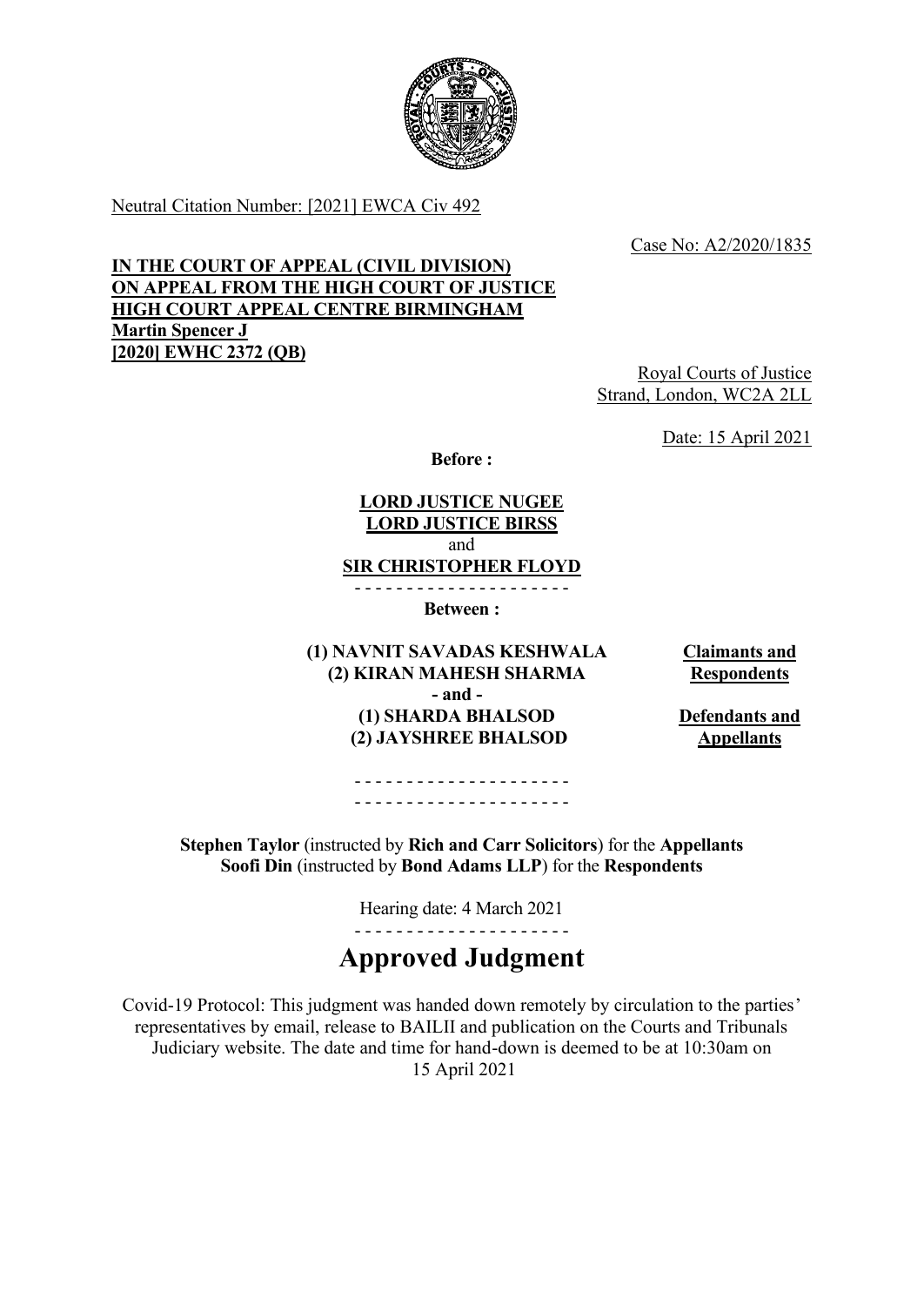Neutral Citation Number: [2021] EWCA Civ 492

Case No: A2/2020/1835

**IN THE COURT OF APPEAL (CIVIL DIVISION)**
**ON APPEAL FROM THE HIGH COURT OF JUSTICE**
**HIGH COURT APPEAL CENTRE BIRMINGHAM**
**Martin Spencer J**
**[2020] EWHC 2372 (QB)**

Royal Courts of Justice
Strand, London, WC2A 2LL

Date: 15 April 2021

**Before :**

**LORD JUSTICE NUGEE**
**LORD JUSTICE BIRSS**
and
**SIR CHRISTOPHER FLOYD**

- - - - - - - - - - - - - - - - - - - - -

**Between :**

| | |
|---|---|
| **(1) NAVNIT SAVADAS KESHWALA** **(2) KIRAN MAHESH SHARMA** | **Claimants and Respondents** |
| **- and -** | |
| **(1) SHARDA BHALSOD** **(2) JAYSHREE BHALSOD** | **Defendants and Appellants** |

- - - - - - - - - - - - - - - - - - - - -
- - - - - - - - - - - - - - - - - - - - -

**Stephen Taylor** (instructed by **Rich and Carr Solicitors**) for the **Appellants**
**Soofi Din** (instructed by **Bond Adams LLP**) for the **Respondents**

Hearing date: 4 March 2021

- - - - - - - - - - - - - - - - - - - - -

# Approved Judgment

Covid-19 Protocol: This judgment was handed down remotely by circulation to the parties' representatives by email, release to BAILII and publication on the Courts and Tribunals Judiciary website. The date and time for hand-down is deemed to be at 10:30am on 15 April 2021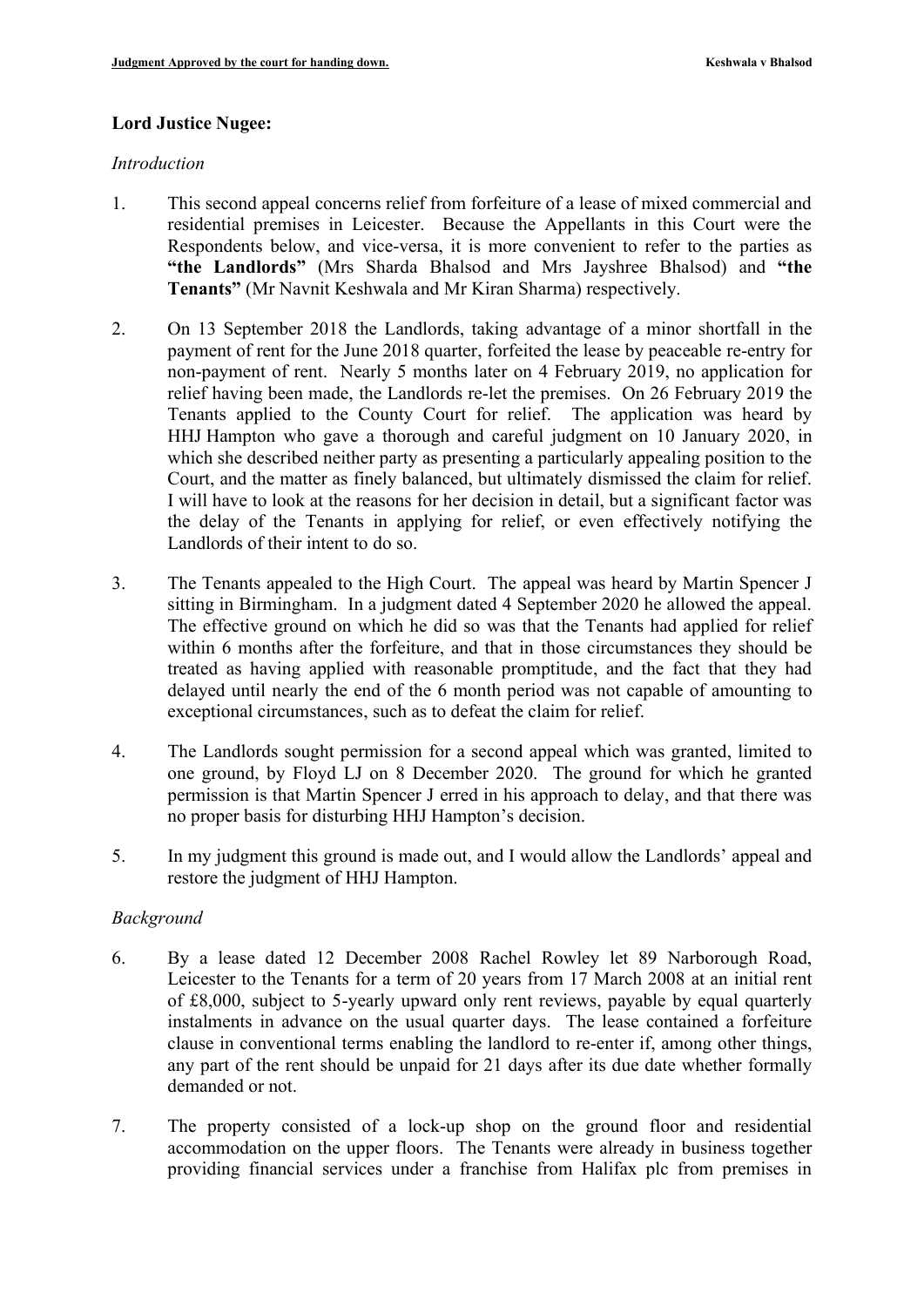**Lord Justice Nugee:**

*Introduction*

1. This second appeal concerns relief from forfeiture of a lease of mixed commercial and residential premises in Leicester. Because the Appellants in this Court were the Respondents below, and vice-versa, it is more convenient to refer to the parties as **"the Landlords"** (Mrs Sharda Bhalsod and Mrs Jayshree Bhalsod) and **"the Tenants"** (Mr Navnit Keshwala and Mr Kiran Sharma) respectively.

2. On 13 September 2018 the Landlords, taking advantage of a minor shortfall in the payment of rent for the June 2018 quarter, forfeited the lease by peaceable re-entry for non-payment of rent. Nearly 5 months later on 4 February 2019, no application for relief having been made, the Landlords re-let the premises. On 26 February 2019 the Tenants applied to the County Court for relief. The application was heard by HHJ Hampton who gave a thorough and careful judgment on 10 January 2020, in which she described neither party as presenting a particularly appealing position to the Court, and the matter as finely balanced, but ultimately dismissed the claim for relief. I will have to look at the reasons for her decision in detail, but a significant factor was the delay of the Tenants in applying for relief, or even effectively notifying the Landlords of their intent to do so.

3. The Tenants appealed to the High Court. The appeal was heard by Martin Spencer J sitting in Birmingham. In a judgment dated 4 September 2020 he allowed the appeal. The effective ground on which he did so was that the Tenants had applied for relief within 6 months after the forfeiture, and that in those circumstances they should be treated as having applied with reasonable promptitude, and the fact that they had delayed until nearly the end of the 6 month period was not capable of amounting to exceptional circumstances, such as to defeat the claim for relief.

4. The Landlords sought permission for a second appeal which was granted, limited to one ground, by Floyd LJ on 8 December 2020. The ground for which he granted permission is that Martin Spencer J erred in his approach to delay, and that there was no proper basis for disturbing HHJ Hampton's decision.

5. In my judgment this ground is made out, and I would allow the Landlords' appeal and restore the judgment of HHJ Hampton.

*Background*

6. By a lease dated 12 December 2008 Rachel Rowley let 89 Narborough Road, Leicester to the Tenants for a term of 20 years from 17 March 2008 at an initial rent of £8,000, subject to 5-yearly upward only rent reviews, payable by equal quarterly instalments in advance on the usual quarter days. The lease contained a forfeiture clause in conventional terms enabling the landlord to re-enter if, among other things, any part of the rent should be unpaid for 21 days after its due date whether formally demanded or not.

7. The property consisted of a lock-up shop on the ground floor and residential accommodation on the upper floors. The Tenants were already in business together providing financial services under a franchise from Halifax plc from premises in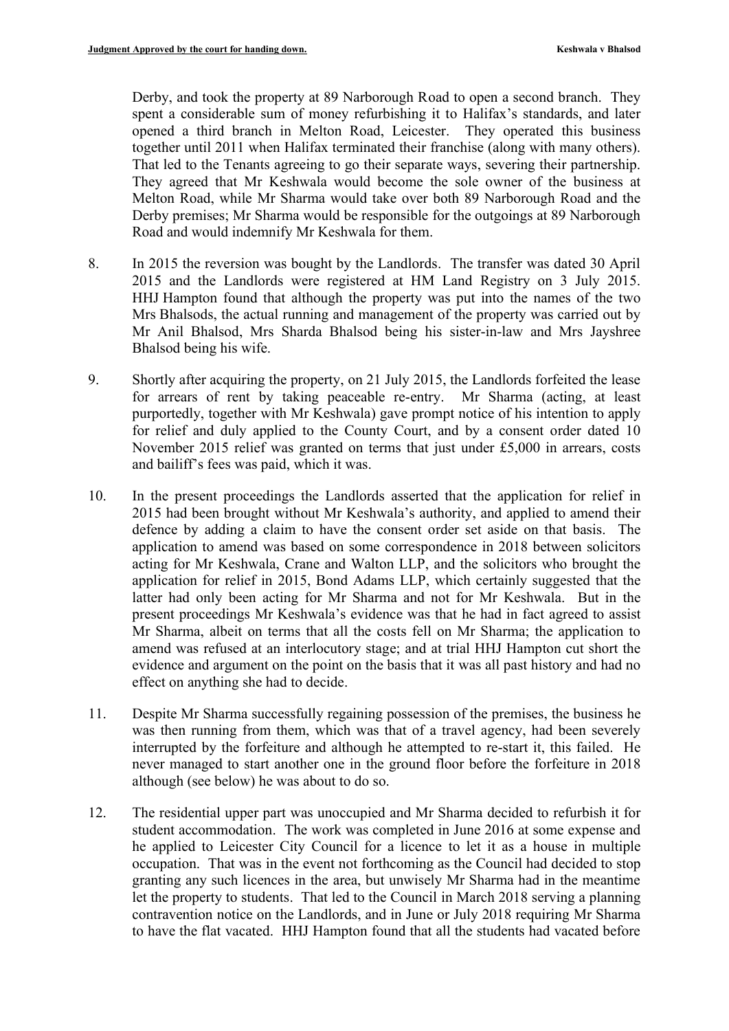Derby, and took the property at 89 Narborough Road to open a second branch. They spent a considerable sum of money refurbishing it to Halifax's standards, and later opened a third branch in Melton Road, Leicester. They operated this business together until 2011 when Halifax terminated their franchise (along with many others). That led to the Tenants agreeing to go their separate ways, severing their partnership. They agreed that Mr Keshwala would become the sole owner of the business at Melton Road, while Mr Sharma would take over both 89 Narborough Road and the Derby premises; Mr Sharma would be responsible for the outgoings at 89 Narborough Road and would indemnify Mr Keshwala for them.

8. In 2015 the reversion was bought by the Landlords. The transfer was dated 30 April 2015 and the Landlords were registered at HM Land Registry on 3 July 2015. HHJ Hampton found that although the property was put into the names of the two Mrs Bhalsods, the actual running and management of the property was carried out by Mr Anil Bhalsod, Mrs Sharda Bhalsod being his sister-in-law and Mrs Jayshree Bhalsod being his wife.

9. Shortly after acquiring the property, on 21 July 2015, the Landlords forfeited the lease for arrears of rent by taking peaceable re-entry. Mr Sharma (acting, at least purportedly, together with Mr Keshwala) gave prompt notice of his intention to apply for relief and duly applied to the County Court, and by a consent order dated 10 November 2015 relief was granted on terms that just under £5,000 in arrears, costs and bailiff's fees was paid, which it was.

10. In the present proceedings the Landlords asserted that the application for relief in 2015 had been brought without Mr Keshwala's authority, and applied to amend their defence by adding a claim to have the consent order set aside on that basis. The application to amend was based on some correspondence in 2018 between solicitors acting for Mr Keshwala, Crane and Walton LLP, and the solicitors who brought the application for relief in 2015, Bond Adams LLP, which certainly suggested that the latter had only been acting for Mr Sharma and not for Mr Keshwala. But in the present proceedings Mr Keshwala's evidence was that he had in fact agreed to assist Mr Sharma, albeit on terms that all the costs fell on Mr Sharma; the application to amend was refused at an interlocutory stage; and at trial HHJ Hampton cut short the evidence and argument on the point on the basis that it was all past history and had no effect on anything she had to decide.

11. Despite Mr Sharma successfully regaining possession of the premises, the business he was then running from them, which was that of a travel agency, had been severely interrupted by the forfeiture and although he attempted to re-start it, this failed. He never managed to start another one in the ground floor before the forfeiture in 2018 although (see below) he was about to do so.

12. The residential upper part was unoccupied and Mr Sharma decided to refurbish it for student accommodation. The work was completed in June 2016 at some expense and he applied to Leicester City Council for a licence to let it as a house in multiple occupation. That was in the event not forthcoming as the Council had decided to stop granting any such licences in the area, but unwisely Mr Sharma had in the meantime let the property to students. That led to the Council in March 2018 serving a planning contravention notice on the Landlords, and in June or July 2018 requiring Mr Sharma to have the flat vacated. HHJ Hampton found that all the students had vacated before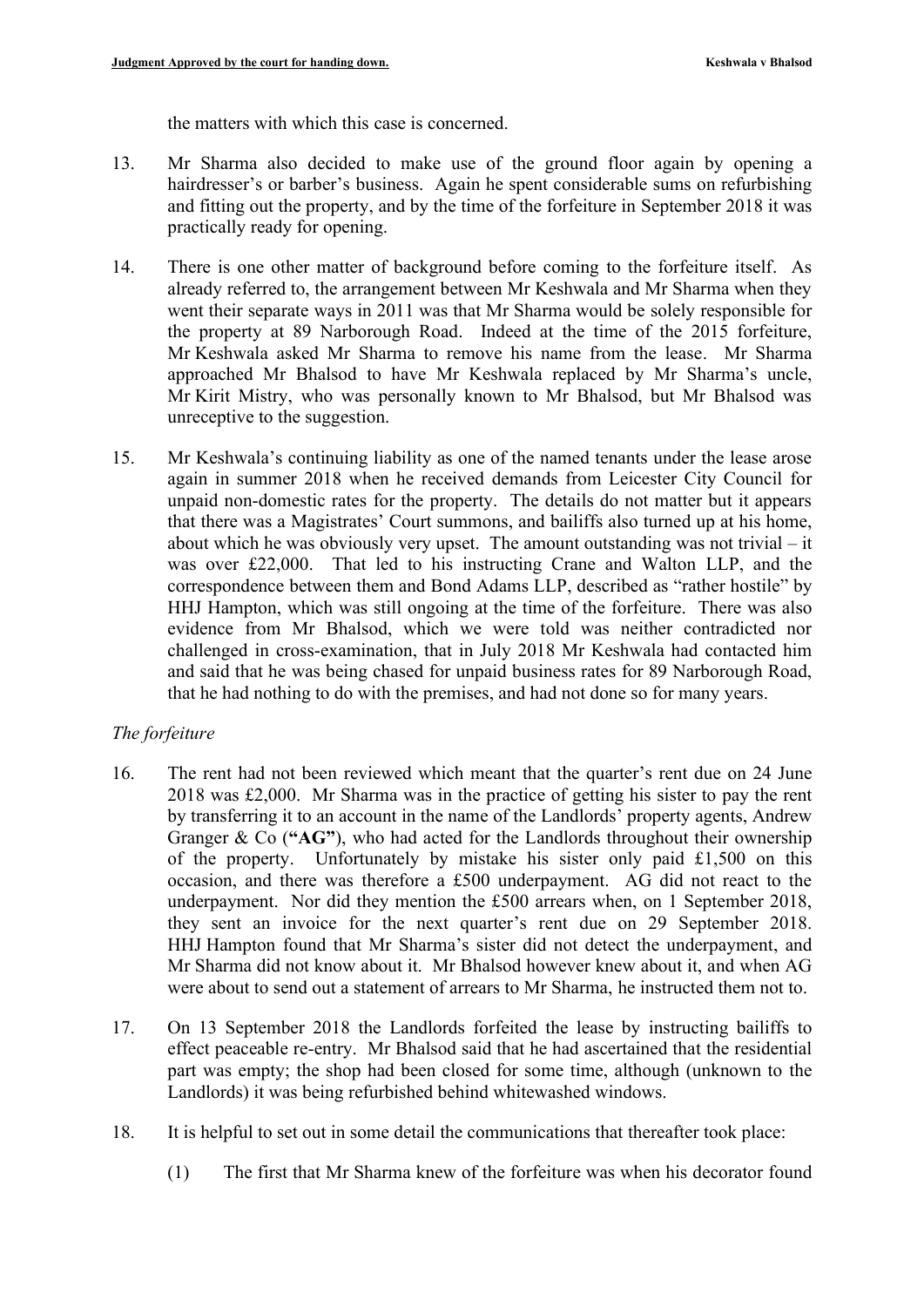the matters with which this case is concerned.

13. Mr Sharma also decided to make use of the ground floor again by opening a hairdresser's or barber's business. Again he spent considerable sums on refurbishing and fitting out the property, and by the time of the forfeiture in September 2018 it was practically ready for opening.

14. There is one other matter of background before coming to the forfeiture itself. As already referred to, the arrangement between Mr Keshwala and Mr Sharma when they went their separate ways in 2011 was that Mr Sharma would be solely responsible for the property at 89 Narborough Road. Indeed at the time of the 2015 forfeiture, Mr Keshwala asked Mr Sharma to remove his name from the lease. Mr Sharma approached Mr Bhalsod to have Mr Keshwala replaced by Mr Sharma's uncle, Mr Kirit Mistry, who was personally known to Mr Bhalsod, but Mr Bhalsod was unreceptive to the suggestion.

15. Mr Keshwala's continuing liability as one of the named tenants under the lease arose again in summer 2018 when he received demands from Leicester City Council for unpaid non-domestic rates for the property. The details do not matter but it appears that there was a Magistrates' Court summons, and bailiffs also turned up at his home, about which he was obviously very upset. The amount outstanding was not trivial – it was over £22,000. That led to his instructing Crane and Walton LLP, and the correspondence between them and Bond Adams LLP, described as "rather hostile" by HHJ Hampton, which was still ongoing at the time of the forfeiture. There was also evidence from Mr Bhalsod, which we were told was neither contradicted nor challenged in cross-examination, that in July 2018 Mr Keshwala had contacted him and said that he was being chased for unpaid business rates for 89 Narborough Road, that he had nothing to do with the premises, and had not done so for many years.

*The forfeiture*

16. The rent had not been reviewed which meant that the quarter's rent due on 24 June 2018 was £2,000. Mr Sharma was in the practice of getting his sister to pay the rent by transferring it to an account in the name of the Landlords' property agents, Andrew Granger & Co (**"AG"**), who had acted for the Landlords throughout their ownership of the property. Unfortunately by mistake his sister only paid £1,500 on this occasion, and there was therefore a £500 underpayment. AG did not react to the underpayment. Nor did they mention the £500 arrears when, on 1 September 2018, they sent an invoice for the next quarter's rent due on 29 September 2018. HHJ Hampton found that Mr Sharma's sister did not detect the underpayment, and Mr Sharma did not know about it. Mr Bhalsod however knew about it, and when AG were about to send out a statement of arrears to Mr Sharma, he instructed them not to.

17. On 13 September 2018 the Landlords forfeited the lease by instructing bailiffs to effect peaceable re-entry. Mr Bhalsod said that he had ascertained that the residential part was empty; the shop had been closed for some time, although (unknown to the Landlords) it was being refurbished behind whitewashed windows.

18. It is helpful to set out in some detail the communications that thereafter took place:

    (1) The first that Mr Sharma knew of the forfeiture was when his decorator found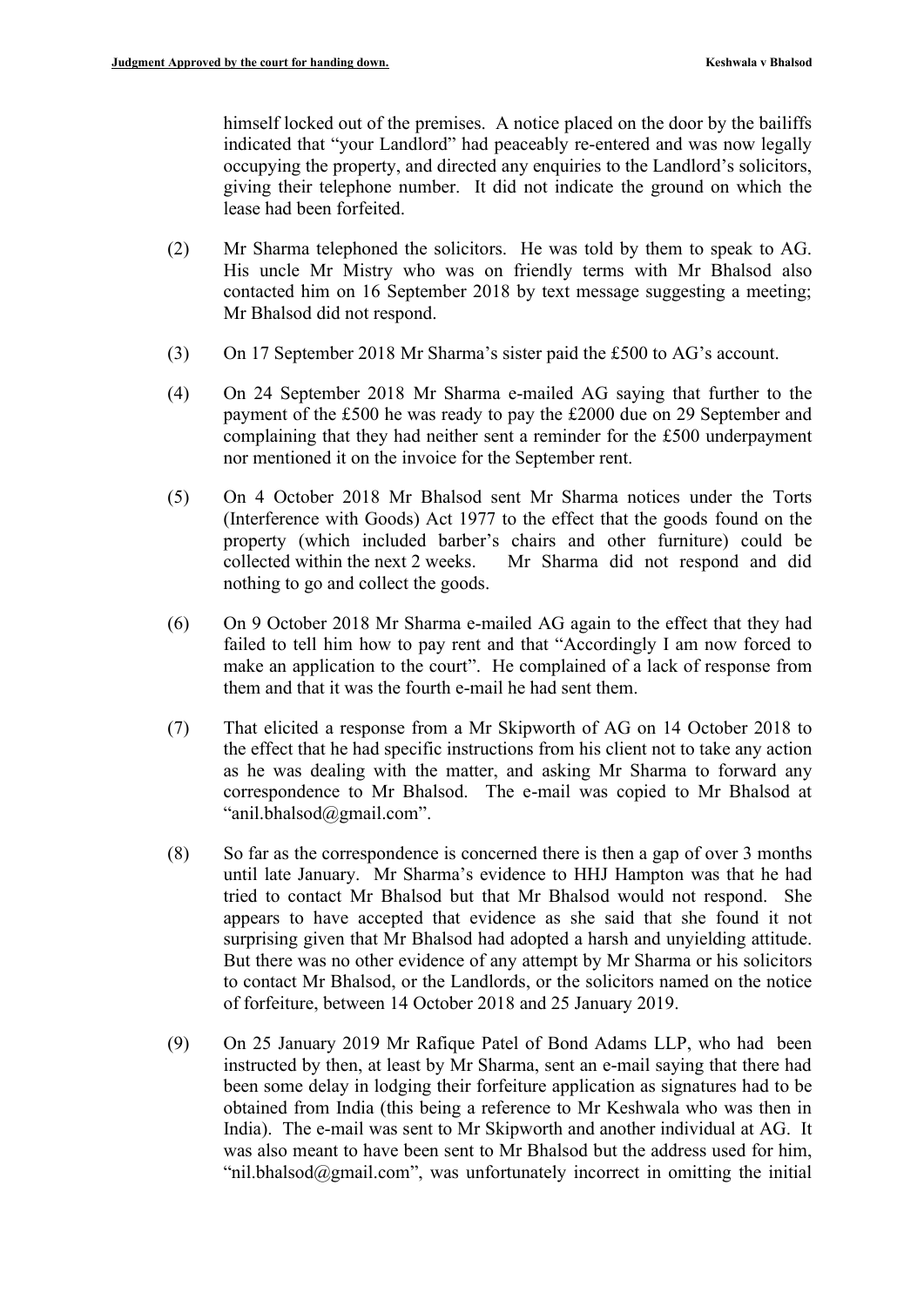himself locked out of the premises. A notice placed on the door by the bailiffs indicated that "your Landlord" had peaceably re-entered and was now legally occupying the property, and directed any enquiries to the Landlord's solicitors, giving their telephone number. It did not indicate the ground on which the lease had been forfeited.

(2) Mr Sharma telephoned the solicitors. He was told by them to speak to AG. His uncle Mr Mistry who was on friendly terms with Mr Bhalsod also contacted him on 16 September 2018 by text message suggesting a meeting; Mr Bhalsod did not respond.

(3) On 17 September 2018 Mr Sharma's sister paid the £500 to AG's account.

(4) On 24 September 2018 Mr Sharma e-mailed AG saying that further to the payment of the £500 he was ready to pay the £2000 due on 29 September and complaining that they had neither sent a reminder for the £500 underpayment nor mentioned it on the invoice for the September rent.

(5) On 4 October 2018 Mr Bhalsod sent Mr Sharma notices under the Torts (Interference with Goods) Act 1977 to the effect that the goods found on the property (which included barber's chairs and other furniture) could be collected within the next 2 weeks. Mr Sharma did not respond and did nothing to go and collect the goods.

(6) On 9 October 2018 Mr Sharma e-mailed AG again to the effect that they had failed to tell him how to pay rent and that "Accordingly I am now forced to make an application to the court". He complained of a lack of response from them and that it was the fourth e-mail he had sent them.

(7) That elicited a response from a Mr Skipworth of AG on 14 October 2018 to the effect that he had specific instructions from his client not to take any action as he was dealing with the matter, and asking Mr Sharma to forward any correspondence to Mr Bhalsod. The e-mail was copied to Mr Bhalsod at "anil.bhalsod@gmail.com".

(8) So far as the correspondence is concerned there is then a gap of over 3 months until late January. Mr Sharma's evidence to HHJ Hampton was that he had tried to contact Mr Bhalsod but that Mr Bhalsod would not respond. She appears to have accepted that evidence as she said that she found it not surprising given that Mr Bhalsod had adopted a harsh and unyielding attitude. But there was no other evidence of any attempt by Mr Sharma or his solicitors to contact Mr Bhalsod, or the Landlords, or the solicitors named on the notice of forfeiture, between 14 October 2018 and 25 January 2019.

(9) On 25 January 2019 Mr Rafique Patel of Bond Adams LLP, who had been instructed by then, at least by Mr Sharma, sent an e-mail saying that there had been some delay in lodging their forfeiture application as signatures had to be obtained from India (this being a reference to Mr Keshwala who was then in India). The e-mail was sent to Mr Skipworth and another individual at AG. It was also meant to have been sent to Mr Bhalsod but the address used for him, "nil.bhalsod@gmail.com", was unfortunately incorrect in omitting the initial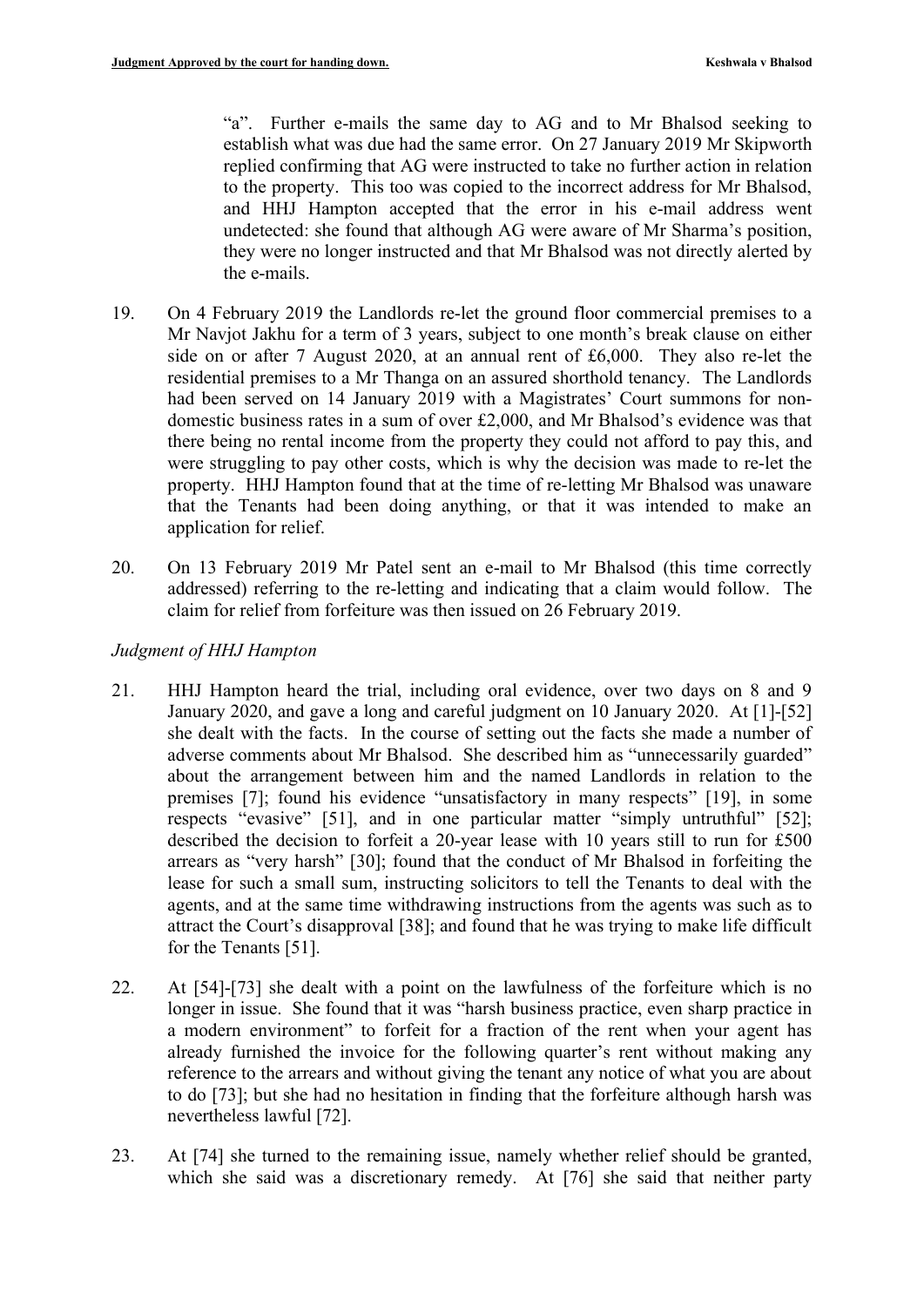"a". Further e-mails the same day to AG and to Mr Bhalsod seeking to establish what was due had the same error. On 27 January 2019 Mr Skipworth replied confirming that AG were instructed to take no further action in relation to the property. This too was copied to the incorrect address for Mr Bhalsod, and HHJ Hampton accepted that the error in his e-mail address went undetected: she found that although AG were aware of Mr Sharma's position, they were no longer instructed and that Mr Bhalsod was not directly alerted by the e-mails.

19. On 4 February 2019 the Landlords re-let the ground floor commercial premises to a Mr Navjot Jakhu for a term of 3 years, subject to one month's break clause on either side on or after 7 August 2020, at an annual rent of £6,000. They also re-let the residential premises to a Mr Thanga on an assured shorthold tenancy. The Landlords had been served on 14 January 2019 with a Magistrates' Court summons for non-domestic business rates in a sum of over £2,000, and Mr Bhalsod's evidence was that there being no rental income from the property they could not afford to pay this, and were struggling to pay other costs, which is why the decision was made to re-let the property. HHJ Hampton found that at the time of re-letting Mr Bhalsod was unaware that the Tenants had been doing anything, or that it was intended to make an application for relief.

20. On 13 February 2019 Mr Patel sent an e-mail to Mr Bhalsod (this time correctly addressed) referring to the re-letting and indicating that a claim would follow. The claim for relief from forfeiture was then issued on 26 February 2019.

*Judgment of HHJ Hampton*

21. HHJ Hampton heard the trial, including oral evidence, over two days on 8 and 9 January 2020, and gave a long and careful judgment on 10 January 2020. At [1]-[52] she dealt with the facts. In the course of setting out the facts she made a number of adverse comments about Mr Bhalsod. She described him as "unnecessarily guarded" about the arrangement between him and the named Landlords in relation to the premises [7]; found his evidence "unsatisfactory in many respects" [19], in some respects "evasive" [51], and in one particular matter "simply untruthful" [52]; described the decision to forfeit a 20-year lease with 10 years still to run for £500 arrears as "very harsh" [30]; found that the conduct of Mr Bhalsod in forfeiting the lease for such a small sum, instructing solicitors to tell the Tenants to deal with the agents, and at the same time withdrawing instructions from the agents was such as to attract the Court's disapproval [38]; and found that he was trying to make life difficult for the Tenants [51].

22. At [54]-[73] she dealt with a point on the lawfulness of the forfeiture which is no longer in issue. She found that it was "harsh business practice, even sharp practice in a modern environment" to forfeit for a fraction of the rent when your agent has already furnished the invoice for the following quarter's rent without making any reference to the arrears and without giving the tenant any notice of what you are about to do [73]; but she had no hesitation in finding that the forfeiture although harsh was nevertheless lawful [72].

23. At [74] she turned to the remaining issue, namely whether relief should be granted, which she said was a discretionary remedy. At [76] she said that neither party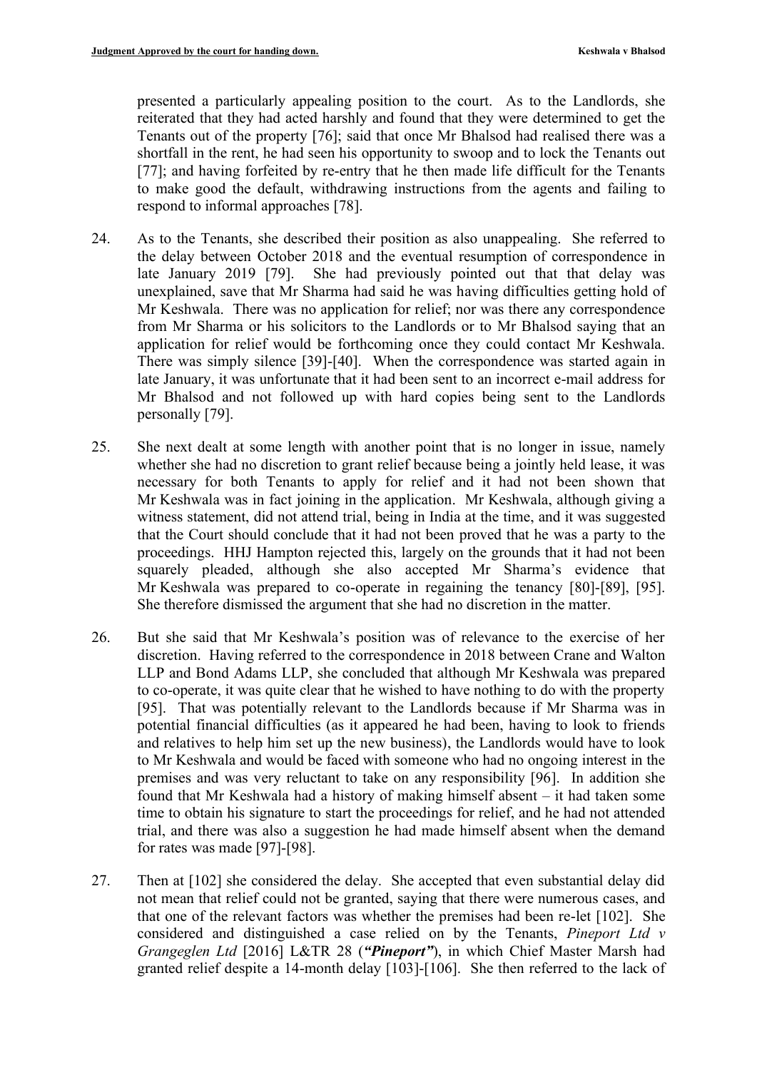presented a particularly appealing position to the court. As to the Landlords, she reiterated that they had acted harshly and found that they were determined to get the Tenants out of the property [76]; said that once Mr Bhalsod had realised there was a shortfall in the rent, he had seen his opportunity to swoop and to lock the Tenants out [77]; and having forfeited by re-entry that he then made life difficult for the Tenants to make good the default, withdrawing instructions from the agents and failing to respond to informal approaches [78].

24. As to the Tenants, she described their position as also unappealing. She referred to the delay between October 2018 and the eventual resumption of correspondence in late January 2019 [79]. She had previously pointed out that that delay was unexplained, save that Mr Sharma had said he was having difficulties getting hold of Mr Keshwala. There was no application for relief; nor was there any correspondence from Mr Sharma or his solicitors to the Landlords or to Mr Bhalsod saying that an application for relief would be forthcoming once they could contact Mr Keshwala. There was simply silence [39]-[40]. When the correspondence was started again in late January, it was unfortunate that it had been sent to an incorrect e-mail address for Mr Bhalsod and not followed up with hard copies being sent to the Landlords personally [79].

25. She next dealt at some length with another point that is no longer in issue, namely whether she had no discretion to grant relief because being a jointly held lease, it was necessary for both Tenants to apply for relief and it had not been shown that Mr Keshwala was in fact joining in the application. Mr Keshwala, although giving a witness statement, did not attend trial, being in India at the time, and it was suggested that the Court should conclude that it had not been proved that he was a party to the proceedings. HHJ Hampton rejected this, largely on the grounds that it had not been squarely pleaded, although she also accepted Mr Sharma's evidence that Mr Keshwala was prepared to co-operate in regaining the tenancy [80]-[89], [95]. She therefore dismissed the argument that she had no discretion in the matter.

26. But she said that Mr Keshwala's position was of relevance to the exercise of her discretion. Having referred to the correspondence in 2018 between Crane and Walton LLP and Bond Adams LLP, she concluded that although Mr Keshwala was prepared to co-operate, it was quite clear that he wished to have nothing to do with the property [95]. That was potentially relevant to the Landlords because if Mr Sharma was in potential financial difficulties (as it appeared he had been, having to look to friends and relatives to help him set up the new business), the Landlords would have to look to Mr Keshwala and would be faced with someone who had no ongoing interest in the premises and was very reluctant to take on any responsibility [96]. In addition she found that Mr Keshwala had a history of making himself absent – it had taken some time to obtain his signature to start the proceedings for relief, and he had not attended trial, and there was also a suggestion he had made himself absent when the demand for rates was made [97]-[98].

27. Then at [102] she considered the delay. She accepted that even substantial delay did not mean that relief could not be granted, saying that there were numerous cases, and that one of the relevant factors was whether the premises had been re-let [102]. She considered and distinguished a case relied on by the Tenants, *Pineport Ltd v Grangeglen Ltd* [2016] L&TR 28 (***"Pineport"***), in which Chief Master Marsh had granted relief despite a 14-month delay [103]-[106]. She then referred to the lack of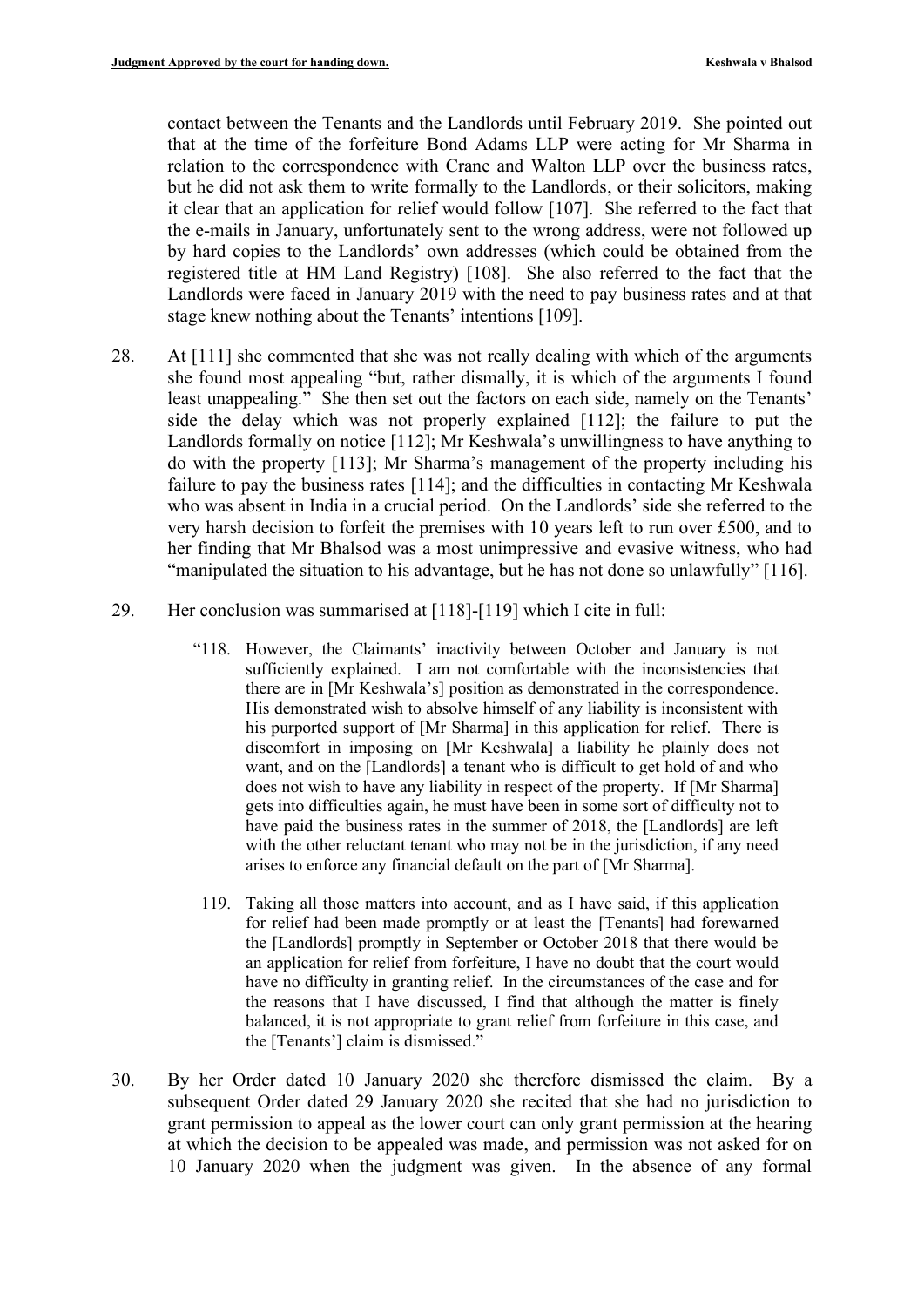contact between the Tenants and the Landlords until February 2019. She pointed out that at the time of the forfeiture Bond Adams LLP were acting for Mr Sharma in relation to the correspondence with Crane and Walton LLP over the business rates, but he did not ask them to write formally to the Landlords, or their solicitors, making it clear that an application for relief would follow [107]. She referred to the fact that the e-mails in January, unfortunately sent to the wrong address, were not followed up by hard copies to the Landlords' own addresses (which could be obtained from the registered title at HM Land Registry) [108]. She also referred to the fact that the Landlords were faced in January 2019 with the need to pay business rates and at that stage knew nothing about the Tenants' intentions [109].

28. At [111] she commented that she was not really dealing with which of the arguments she found most appealing "but, rather dismally, it is which of the arguments I found least unappealing." She then set out the factors on each side, namely on the Tenants' side the delay which was not properly explained [112]; the failure to put the Landlords formally on notice [112]; Mr Keshwala's unwillingness to have anything to do with the property [113]; Mr Sharma's management of the property including his failure to pay the business rates [114]; and the difficulties in contacting Mr Keshwala who was absent in India in a crucial period. On the Landlords' side she referred to the very harsh decision to forfeit the premises with 10 years left to run over £500, and to her finding that Mr Bhalsod was a most unimpressive and evasive witness, who had "manipulated the situation to his advantage, but he has not done so unlawfully" [116].

29. Her conclusion was summarised at [118]-[119] which I cite in full:

> "118. However, the Claimants' inactivity between October and January is not sufficiently explained. I am not comfortable with the inconsistencies that there are in [Mr Keshwala's] position as demonstrated in the correspondence. His demonstrated wish to absolve himself of any liability is inconsistent with his purported support of [Mr Sharma] in this application for relief. There is discomfort in imposing on [Mr Keshwala] a liability he plainly does not want, and on the [Landlords] a tenant who is difficult to get hold of and who does not wish to have any liability in respect of the property. If [Mr Sharma] gets into difficulties again, he must have been in some sort of difficulty not to have paid the business rates in the summer of 2018, the [Landlords] are left with the other reluctant tenant who may not be in the jurisdiction, if any need arises to enforce any financial default on the part of [Mr Sharma].
>
> 119. Taking all those matters into account, and as I have said, if this application for relief had been made promptly or at least the [Tenants] had forewarned the [Landlords] promptly in September or October 2018 that there would be an application for relief from forfeiture, I have no doubt that the court would have no difficulty in granting relief. In the circumstances of the case and for the reasons that I have discussed, I find that although the matter is finely balanced, it is not appropriate to grant relief from forfeiture in this case, and the [Tenants'] claim is dismissed."

30. By her Order dated 10 January 2020 she therefore dismissed the claim. By a subsequent Order dated 29 January 2020 she recited that she had no jurisdiction to grant permission to appeal as the lower court can only grant permission at the hearing at which the decision to be appealed was made, and permission was not asked for on 10 January 2020 when the judgment was given. In the absence of any formal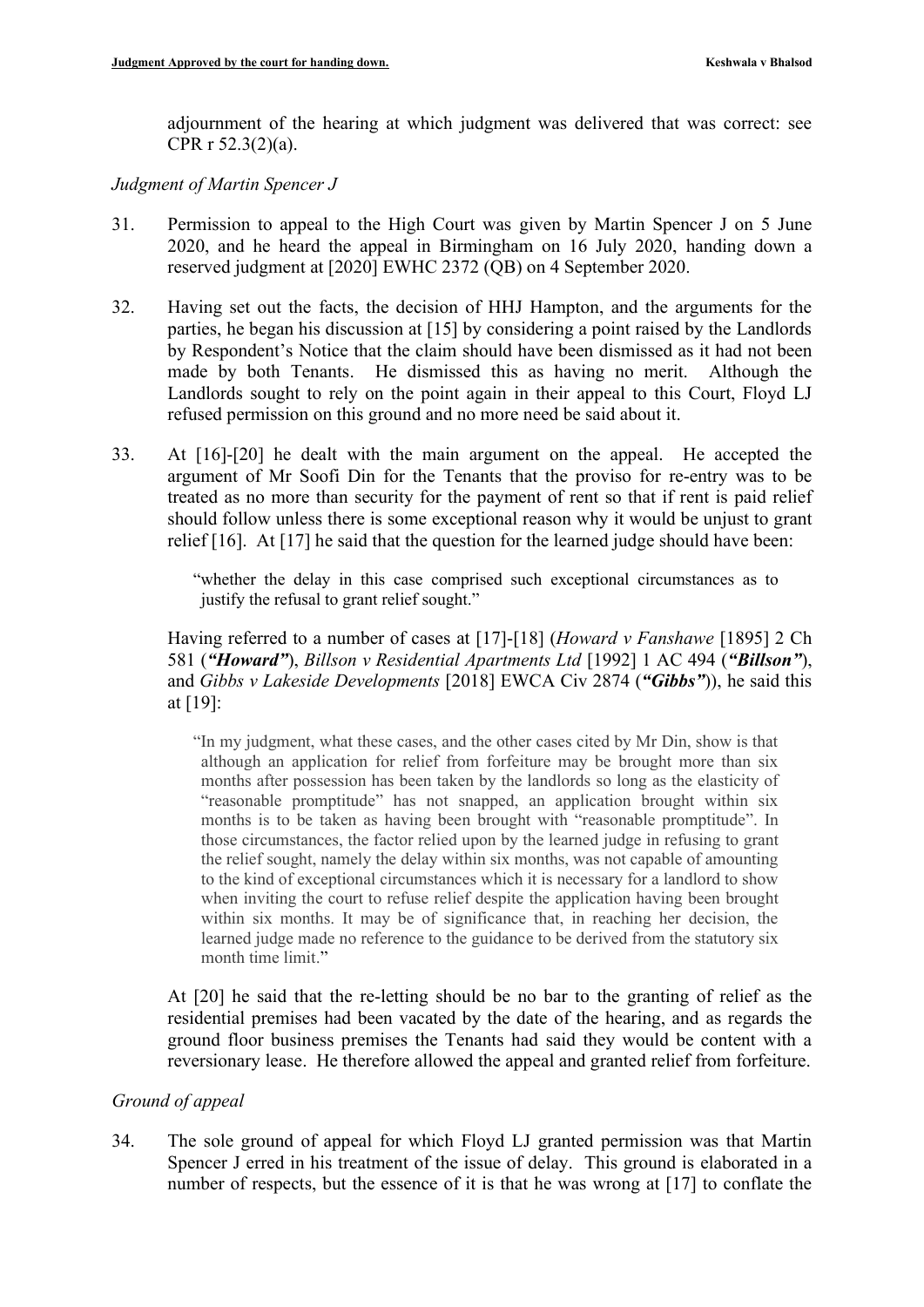adjournment of the hearing at which judgment was delivered that was correct: see CPR r 52.3(2)(a).

*Judgment of Martin Spencer J*

31. Permission to appeal to the High Court was given by Martin Spencer J on 5 June 2020, and he heard the appeal in Birmingham on 16 July 2020, handing down a reserved judgment at [2020] EWHC 2372 (QB) on 4 September 2020.

32. Having set out the facts, the decision of HHJ Hampton, and the arguments for the parties, he began his discussion at [15] by considering a point raised by the Landlords by Respondent's Notice that the claim should have been dismissed as it had not been made by both Tenants. He dismissed this as having no merit. Although the Landlords sought to rely on the point again in their appeal to this Court, Floyd LJ refused permission on this ground and no more need be said about it.

33. At [16]-[20] he dealt with the main argument on the appeal. He accepted the argument of Mr Soofi Din for the Tenants that the proviso for re-entry was to be treated as no more than security for the payment of rent so that if rent is paid relief should follow unless there is some exceptional reason why it would be unjust to grant relief [16]. At [17] he said that the question for the learned judge should have been:

> "whether the delay in this case comprised such exceptional circumstances as to justify the refusal to grant relief sought."

Having referred to a number of cases at [17]-[18] (*Howard v Fanshawe* [1895] 2 Ch 581 (***"Howard"***), *Billson v Residential Apartments Ltd* [1992] 1 AC 494 (***"Billson"***), and *Gibbs v Lakeside Developments* [2018] EWCA Civ 2874 (***"Gibbs"***)), he said this at [19]:

> "In my judgment, what these cases, and the other cases cited by Mr Din, show is that although an application for relief from forfeiture may be brought more than six months after possession has been taken by the landlords so long as the elasticity of "reasonable promptitude" has not snapped, an application brought within six months is to be taken as having been brought with "reasonable promptitude". In those circumstances, the factor relied upon by the learned judge in refusing to grant the relief sought, namely the delay within six months, was not capable of amounting to the kind of exceptional circumstances which it is necessary for a landlord to show when inviting the court to refuse relief despite the application having been brought within six months. It may be of significance that, in reaching her decision, the learned judge made no reference to the guidance to be derived from the statutory six month time limit."

At [20] he said that the re-letting should be no bar to the granting of relief as the residential premises had been vacated by the date of the hearing, and as regards the ground floor business premises the Tenants had said they would be content with a reversionary lease. He therefore allowed the appeal and granted relief from forfeiture.

*Ground of appeal*

34. The sole ground of appeal for which Floyd LJ granted permission was that Martin Spencer J erred in his treatment of the issue of delay. This ground is elaborated in a number of respects, but the essence of it is that he was wrong at [17] to conflate the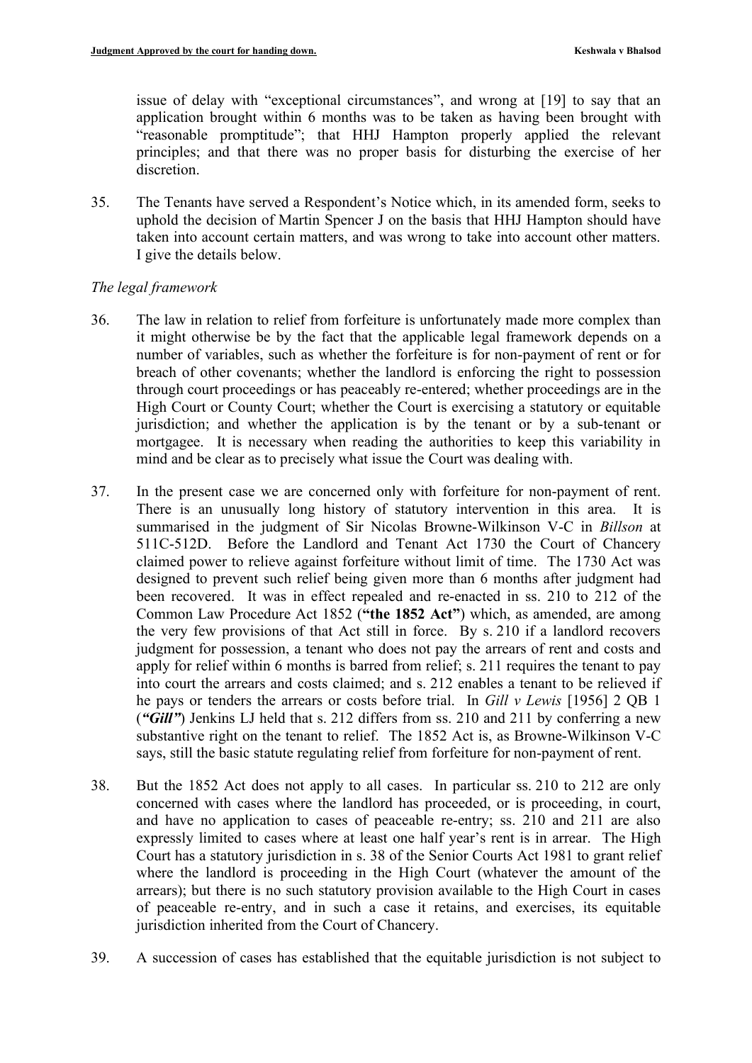issue of delay with "exceptional circumstances", and wrong at [19] to say that an application brought within 6 months was to be taken as having been brought with "reasonable promptitude"; that HHJ Hampton properly applied the relevant principles; and that there was no proper basis for disturbing the exercise of her discretion.

35. The Tenants have served a Respondent's Notice which, in its amended form, seeks to uphold the decision of Martin Spencer J on the basis that HHJ Hampton should have taken into account certain matters, and was wrong to take into account other matters. I give the details below.

*The legal framework*

36. The law in relation to relief from forfeiture is unfortunately made more complex than it might otherwise be by the fact that the applicable legal framework depends on a number of variables, such as whether the forfeiture is for non-payment of rent or for breach of other covenants; whether the landlord is enforcing the right to possession through court proceedings or has peaceably re-entered; whether proceedings are in the High Court or County Court; whether the Court is exercising a statutory or equitable jurisdiction; and whether the application is by the tenant or by a sub-tenant or mortgagee. It is necessary when reading the authorities to keep this variability in mind and be clear as to precisely what issue the Court was dealing with.

37. In the present case we are concerned only with forfeiture for non-payment of rent. There is an unusually long history of statutory intervention in this area. It is summarised in the judgment of Sir Nicolas Browne-Wilkinson V-C in *Billson* at 511C-512D. Before the Landlord and Tenant Act 1730 the Court of Chancery claimed power to relieve against forfeiture without limit of time. The 1730 Act was designed to prevent such relief being given more than 6 months after judgment had been recovered. It was in effect repealed and re-enacted in ss. 210 to 212 of the Common Law Procedure Act 1852 (**"the 1852 Act"**) which, as amended, are among the very few provisions of that Act still in force. By s. 210 if a landlord recovers judgment for possession, a tenant who does not pay the arrears of rent and costs and apply for relief within 6 months is barred from relief; s. 211 requires the tenant to pay into court the arrears and costs claimed; and s. 212 enables a tenant to be relieved if he pays or tenders the arrears or costs before trial. In *Gill v Lewis* [1956] 2 QB 1 (***"Gill"***) Jenkins LJ held that s. 212 differs from ss. 210 and 211 by conferring a new substantive right on the tenant to relief. The 1852 Act is, as Browne-Wilkinson V-C says, still the basic statute regulating relief from forfeiture for non-payment of rent.

38. But the 1852 Act does not apply to all cases. In particular ss. 210 to 212 are only concerned with cases where the landlord has proceeded, or is proceeding, in court, and have no application to cases of peaceable re-entry; ss. 210 and 211 are also expressly limited to cases where at least one half year's rent is in arrear. The High Court has a statutory jurisdiction in s. 38 of the Senior Courts Act 1981 to grant relief where the landlord is proceeding in the High Court (whatever the amount of the arrears); but there is no such statutory provision available to the High Court in cases of peaceable re-entry, and in such a case it retains, and exercises, its equitable jurisdiction inherited from the Court of Chancery.

39. A succession of cases has established that the equitable jurisdiction is not subject to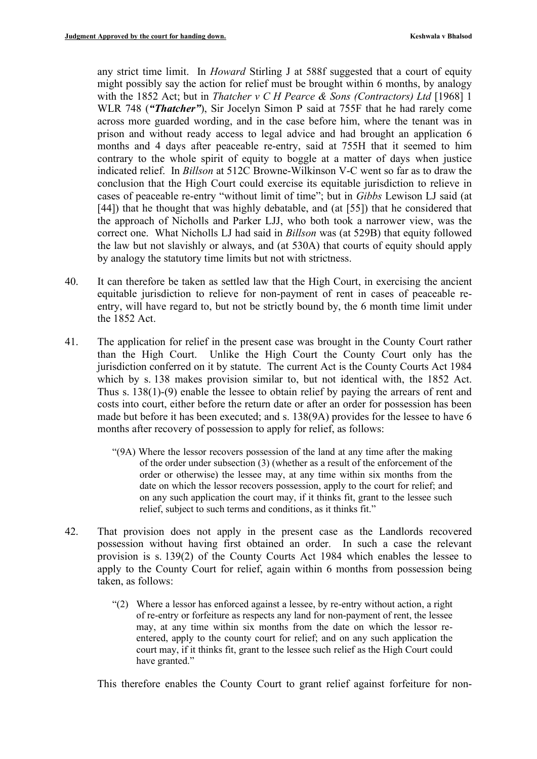any strict time limit. In *Howard* Stirling J at 588f suggested that a court of equity might possibly say the action for relief must be brought within 6 months, by analogy with the 1852 Act; but in *Thatcher v C H Pearce & Sons (Contractors) Ltd* [1968] 1 WLR 748 (***"Thatcher"***), Sir Jocelyn Simon P said at 755F that he had rarely come across more guarded wording, and in the case before him, where the tenant was in prison and without ready access to legal advice and had brought an application 6 months and 4 days after peaceable re-entry, said at 755H that it seemed to him contrary to the whole spirit of equity to boggle at a matter of days when justice indicated relief. In *Billson* at 512C Browne-Wilkinson V-C went so far as to draw the conclusion that the High Court could exercise its equitable jurisdiction to relieve in cases of peaceable re-entry "without limit of time"; but in *Gibbs* Lewison LJ said (at [44]) that he thought that was highly debatable, and (at [55]) that he considered that the approach of Nicholls and Parker LJJ, who both took a narrower view, was the correct one. What Nicholls LJ had said in *Billson* was (at 529B) that equity followed the law but not slavishly or always, and (at 530A) that courts of equity should apply by analogy the statutory time limits but not with strictness.

40. It can therefore be taken as settled law that the High Court, in exercising the ancient equitable jurisdiction to relieve for non-payment of rent in cases of peaceable re-entry, will have regard to, but not be strictly bound by, the 6 month time limit under the 1852 Act.

41. The application for relief in the present case was brought in the County Court rather than the High Court. Unlike the High Court the County Court only has the jurisdiction conferred on it by statute. The current Act is the County Courts Act 1984 which by s. 138 makes provision similar to, but not identical with, the 1852 Act. Thus s. 138(1)-(9) enable the lessee to obtain relief by paying the arrears of rent and costs into court, either before the return date or after an order for possession has been made but before it has been executed; and s. 138(9A) provides for the lessee to have 6 months after recovery of possession to apply for relief, as follows:

> "(9A) Where the lessor recovers possession of the land at any time after the making of the order under subsection (3) (whether as a result of the enforcement of the order or otherwise) the lessee may, at any time within six months from the date on which the lessor recovers possession, apply to the court for relief; and on any such application the court may, if it thinks fit, grant to the lessee such relief, subject to such terms and conditions, as it thinks fit."

42. That provision does not apply in the present case as the Landlords recovered possession without having first obtained an order. In such a case the relevant provision is s. 139(2) of the County Courts Act 1984 which enables the lessee to apply to the County Court for relief, again within 6 months from possession being taken, as follows:

> "(2) Where a lessor has enforced against a lessee, by re-entry without action, a right of re-entry or forfeiture as respects any land for non-payment of rent, the lessee may, at any time within six months from the date on which the lessor re-entered, apply to the county court for relief; and on any such application the court may, if it thinks fit, grant to the lessee such relief as the High Court could have granted."

This therefore enables the County Court to grant relief against forfeiture for non-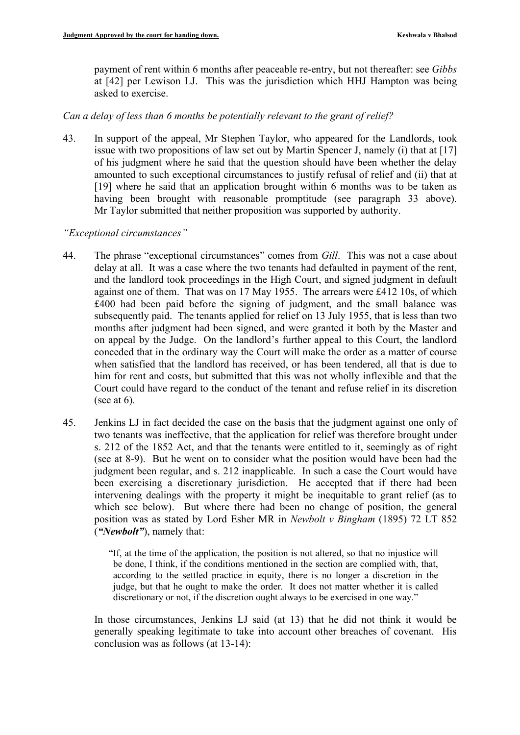payment of rent within 6 months after peaceable re-entry, but not thereafter: see *Gibbs* at [42] per Lewison LJ. This was the jurisdiction which HHJ Hampton was being asked to exercise.

*Can a delay of less than 6 months be potentially relevant to the grant of relief?*

43. In support of the appeal, Mr Stephen Taylor, who appeared for the Landlords, took issue with two propositions of law set out by Martin Spencer J, namely (i) that at [17] of his judgment where he said that the question should have been whether the delay amounted to such exceptional circumstances to justify refusal of relief and (ii) that at [19] where he said that an application brought within 6 months was to be taken as having been brought with reasonable promptitude (see paragraph 33 above). Mr Taylor submitted that neither proposition was supported by authority.

*"Exceptional circumstances"*

44. The phrase "exceptional circumstances" comes from *Gill*. This was not a case about delay at all. It was a case where the two tenants had defaulted in payment of the rent, and the landlord took proceedings in the High Court, and signed judgment in default against one of them. That was on 17 May 1955. The arrears were £412 10s, of which £400 had been paid before the signing of judgment, and the small balance was subsequently paid. The tenants applied for relief on 13 July 1955, that is less than two months after judgment had been signed, and were granted it both by the Master and on appeal by the Judge. On the landlord's further appeal to this Court, the landlord conceded that in the ordinary way the Court will make the order as a matter of course when satisfied that the landlord has received, or has been tendered, all that is due to him for rent and costs, but submitted that this was not wholly inflexible and that the Court could have regard to the conduct of the tenant and refuse relief in its discretion (see at 6).

45. Jenkins LJ in fact decided the case on the basis that the judgment against one only of two tenants was ineffective, that the application for relief was therefore brought under s. 212 of the 1852 Act, and that the tenants were entitled to it, seemingly as of right (see at 8-9). But he went on to consider what the position would have been had the judgment been regular, and s. 212 inapplicable. In such a case the Court would have been exercising a discretionary jurisdiction. He accepted that if there had been intervening dealings with the property it might be inequitable to grant relief (as to which see below). But where there had been no change of position, the general position was as stated by Lord Esher MR in *Newbolt v Bingham* (1895) 72 LT 852 (***"Newbolt"***), namely that:

> "If, at the time of the application, the position is not altered, so that no injustice will be done, I think, if the conditions mentioned in the section are complied with, that, according to the settled practice in equity, there is no longer a discretion in the judge, but that he ought to make the order. It does not matter whether it is called discretionary or not, if the discretion ought always to be exercised in one way."

In those circumstances, Jenkins LJ said (at 13) that he did not think it would be generally speaking legitimate to take into account other breaches of covenant. His conclusion was as follows (at 13-14):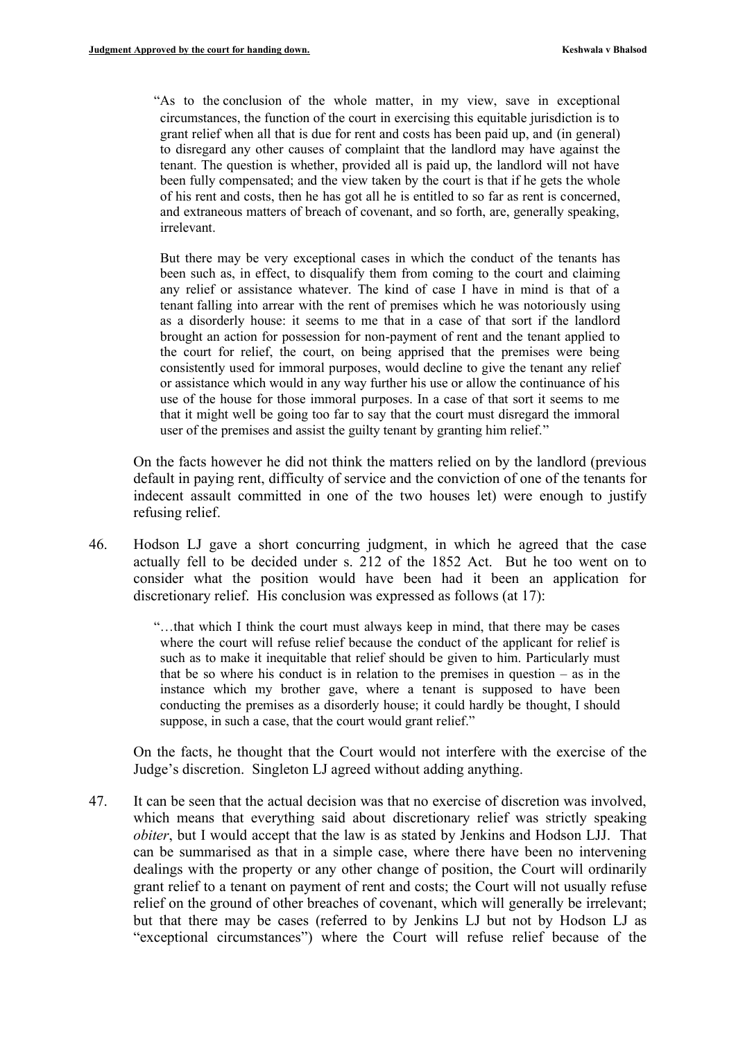> "As to the conclusion of the whole matter, in my view, save in exceptional circumstances, the function of the court in exercising this equitable jurisdiction is to grant relief when all that is due for rent and costs has been paid up, and (in general) to disregard any other causes of complaint that the landlord may have against the tenant. The question is whether, provided all is paid up, the landlord will not have been fully compensated; and the view taken by the court is that if he gets the whole of his rent and costs, then he has got all he is entitled to so far as rent is concerned, and extraneous matters of breach of covenant, and so forth, are, generally speaking, irrelevant.
>
> But there may be very exceptional cases in which the conduct of the tenants has been such as, in effect, to disqualify them from coming to the court and claiming any relief or assistance whatever. The kind of case I have in mind is that of a tenant falling into arrear with the rent of premises which he was notoriously using as a disorderly house: it seems to me that in a case of that sort if the landlord brought an action for possession for non-payment of rent and the tenant applied to the court for relief, the court, on being apprised that the premises were being consistently used for immoral purposes, would decline to give the tenant any relief or assistance which would in any way further his use or allow the continuance of his use of the house for those immoral purposes. In a case of that sort it seems to me that it might well be going too far to say that the court must disregard the immoral user of the premises and assist the guilty tenant by granting him relief."

On the facts however he did not think the matters relied on by the landlord (previous default in paying rent, difficulty of service and the conviction of one of the tenants for indecent assault committed in one of the two houses let) were enough to justify refusing relief.

46. Hodson LJ gave a short concurring judgment, in which he agreed that the case actually fell to be decided under s. 212 of the 1852 Act. But he too went on to consider what the position would have been had it been an application for discretionary relief. His conclusion was expressed as follows (at 17):

> "…that which I think the court must always keep in mind, that there may be cases where the court will refuse relief because the conduct of the applicant for relief is such as to make it inequitable that relief should be given to him. Particularly must that be so where his conduct is in relation to the premises in question – as in the instance which my brother gave, where a tenant is supposed to have been conducting the premises as a disorderly house; it could hardly be thought, I should suppose, in such a case, that the court would grant relief."

On the facts, he thought that the Court would not interfere with the exercise of the Judge's discretion. Singleton LJ agreed without adding anything.

47. It can be seen that the actual decision was that no exercise of discretion was involved, which means that everything said about discretionary relief was strictly speaking *obiter*, but I would accept that the law is as stated by Jenkins and Hodson LJJ. That can be summarised as that in a simple case, where there have been no intervening dealings with the property or any other change of position, the Court will ordinarily grant relief to a tenant on payment of rent and costs; the Court will not usually refuse relief on the ground of other breaches of covenant, which will generally be irrelevant; but that there may be cases (referred to by Jenkins LJ but not by Hodson LJ as "exceptional circumstances") where the Court will refuse relief because of the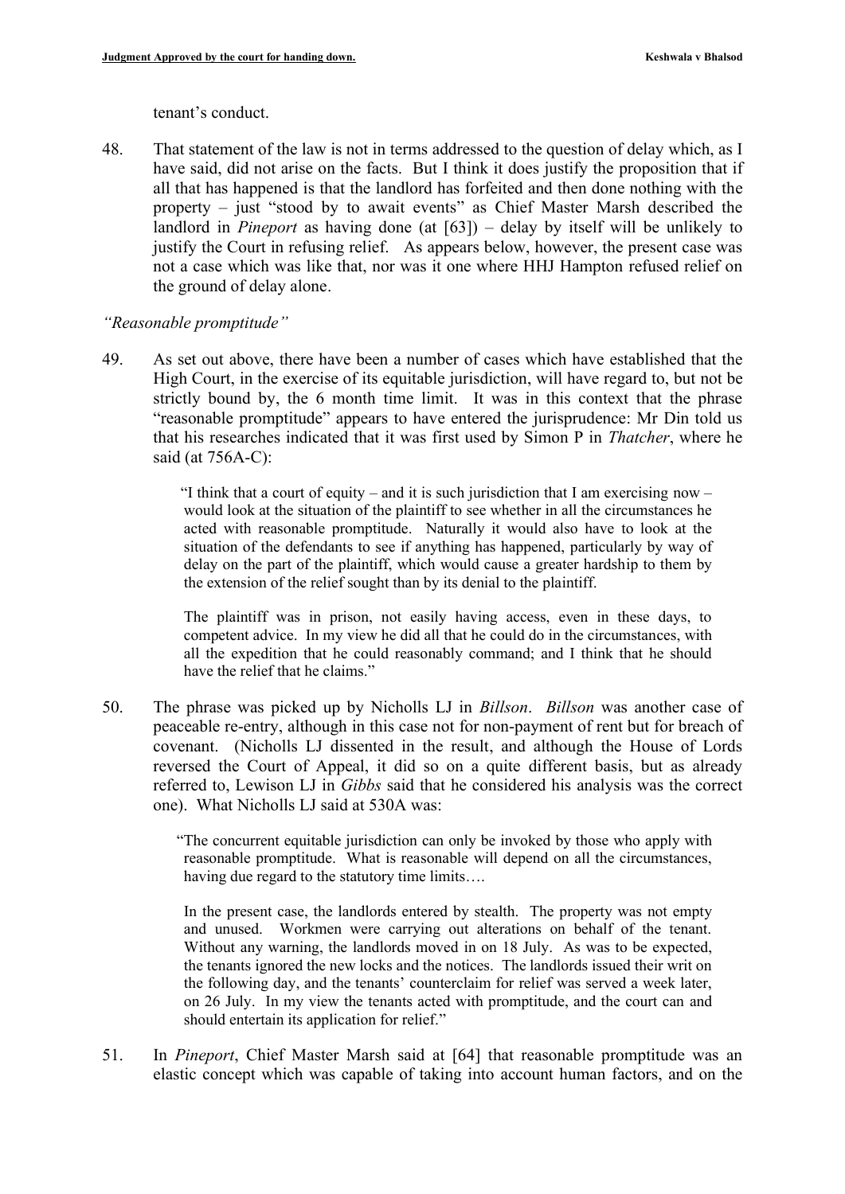tenant's conduct.

48. That statement of the law is not in terms addressed to the question of delay which, as I have said, did not arise on the facts. But I think it does justify the proposition that if all that has happened is that the landlord has forfeited and then done nothing with the property – just "stood by to await events" as Chief Master Marsh described the landlord in *Pineport* as having done (at [63]) – delay by itself will be unlikely to justify the Court in refusing relief. As appears below, however, the present case was not a case which was like that, nor was it one where HHJ Hampton refused relief on the ground of delay alone.

*"Reasonable promptitude"*

49. As set out above, there have been a number of cases which have established that the High Court, in the exercise of its equitable jurisdiction, will have regard to, but not be strictly bound by, the 6 month time limit. It was in this context that the phrase "reasonable promptitude" appears to have entered the jurisprudence: Mr Din told us that his researches indicated that it was first used by Simon P in *Thatcher*, where he said (at 756A-C):

> "I think that a court of equity – and it is such jurisdiction that I am exercising now – would look at the situation of the plaintiff to see whether in all the circumstances he acted with reasonable promptitude. Naturally it would also have to look at the situation of the defendants to see if anything has happened, particularly by way of delay on the part of the plaintiff, which would cause a greater hardship to them by the extension of the relief sought than by its denial to the plaintiff.
>
> The plaintiff was in prison, not easily having access, even in these days, to competent advice. In my view he did all that he could do in the circumstances, with all the expedition that he could reasonably command; and I think that he should have the relief that he claims."

50. The phrase was picked up by Nicholls LJ in *Billson*. *Billson* was another case of peaceable re-entry, although in this case not for non-payment of rent but for breach of covenant. (Nicholls LJ dissented in the result, and although the House of Lords reversed the Court of Appeal, it did so on a quite different basis, but as already referred to, Lewison LJ in *Gibbs* said that he considered his analysis was the correct one). What Nicholls LJ said at 530A was:

> "The concurrent equitable jurisdiction can only be invoked by those who apply with reasonable promptitude. What is reasonable will depend on all the circumstances, having due regard to the statutory time limits….
>
> In the present case, the landlords entered by stealth. The property was not empty and unused. Workmen were carrying out alterations on behalf of the tenant. Without any warning, the landlords moved in on 18 July. As was to be expected, the tenants ignored the new locks and the notices. The landlords issued their writ on the following day, and the tenants' counterclaim for relief was served a week later, on 26 July. In my view the tenants acted with promptitude, and the court can and should entertain its application for relief."

51. In *Pineport*, Chief Master Marsh said at [64] that reasonable promptitude was an elastic concept which was capable of taking into account human factors, and on the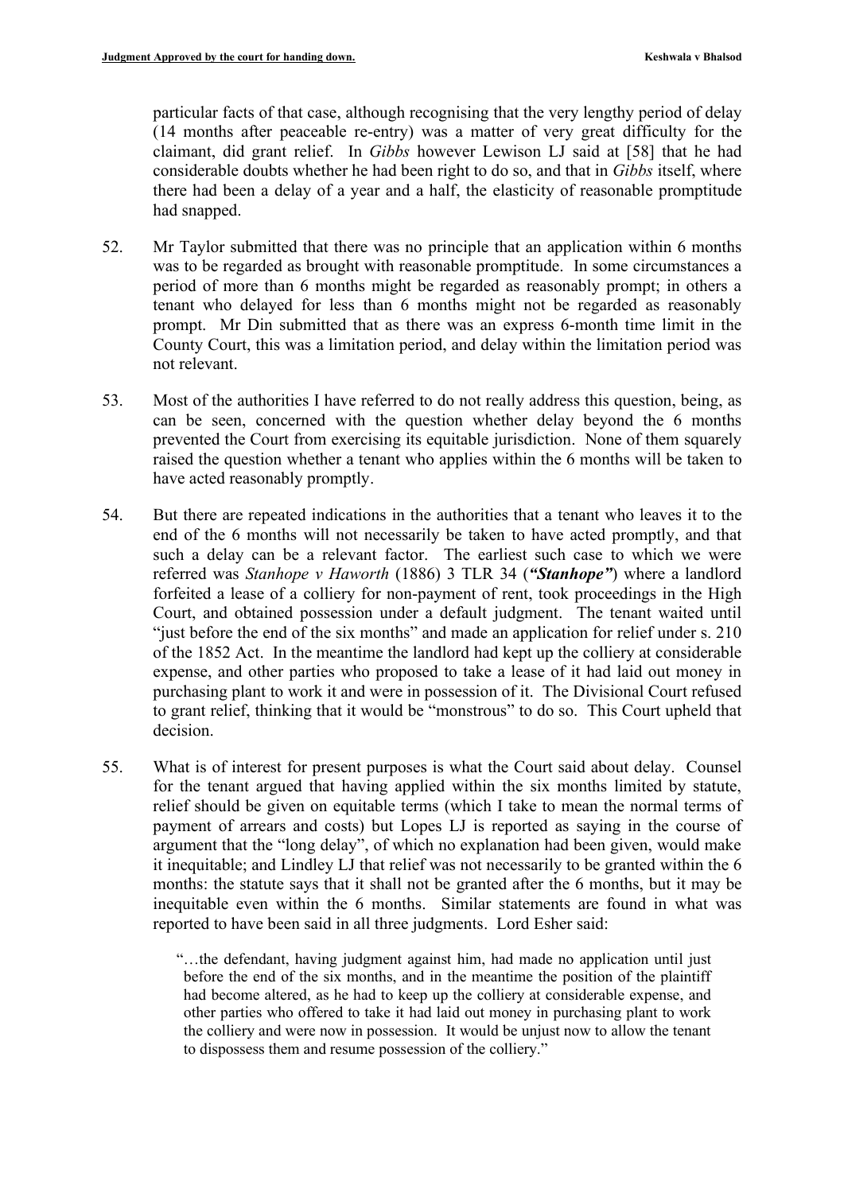particular facts of that case, although recognising that the very lengthy period of delay (14 months after peaceable re-entry) was a matter of very great difficulty for the claimant, did grant relief. In *Gibbs* however Lewison LJ said at [58] that he had considerable doubts whether he had been right to do so, and that in *Gibbs* itself, where there had been a delay of a year and a half, the elasticity of reasonable promptitude had snapped.

52. Mr Taylor submitted that there was no principle that an application within 6 months was to be regarded as brought with reasonable promptitude. In some circumstances a period of more than 6 months might be regarded as reasonably prompt; in others a tenant who delayed for less than 6 months might not be regarded as reasonably prompt. Mr Din submitted that as there was an express 6-month time limit in the County Court, this was a limitation period, and delay within the limitation period was not relevant.

53. Most of the authorities I have referred to do not really address this question, being, as can be seen, concerned with the question whether delay beyond the 6 months prevented the Court from exercising its equitable jurisdiction. None of them squarely raised the question whether a tenant who applies within the 6 months will be taken to have acted reasonably promptly.

54. But there are repeated indications in the authorities that a tenant who leaves it to the end of the 6 months will not necessarily be taken to have acted promptly, and that such a delay can be a relevant factor. The earliest such case to which we were referred was *Stanhope v Haworth* (1886) 3 TLR 34 (***"Stanhope"***) where a landlord forfeited a lease of a colliery for non-payment of rent, took proceedings in the High Court, and obtained possession under a default judgment. The tenant waited until "just before the end of the six months" and made an application for relief under s. 210 of the 1852 Act. In the meantime the landlord had kept up the colliery at considerable expense, and other parties who proposed to take a lease of it had laid out money in purchasing plant to work it and were in possession of it. The Divisional Court refused to grant relief, thinking that it would be "monstrous" to do so. This Court upheld that decision.

55. What is of interest for present purposes is what the Court said about delay. Counsel for the tenant argued that having applied within the six months limited by statute, relief should be given on equitable terms (which I take to mean the normal terms of payment of arrears and costs) but Lopes LJ is reported as saying in the course of argument that the "long delay", of which no explanation had been given, would make it inequitable; and Lindley LJ that relief was not necessarily to be granted within the 6 months: the statute says that it shall not be granted after the 6 months, but it may be inequitable even within the 6 months. Similar statements are found in what was reported to have been said in all three judgments. Lord Esher said:

> "…the defendant, having judgment against him, had made no application until just before the end of the six months, and in the meantime the position of the plaintiff had become altered, as he had to keep up the colliery at considerable expense, and other parties who offered to take it had laid out money in purchasing plant to work the colliery and were now in possession. It would be unjust now to allow the tenant to dispossess them and resume possession of the colliery."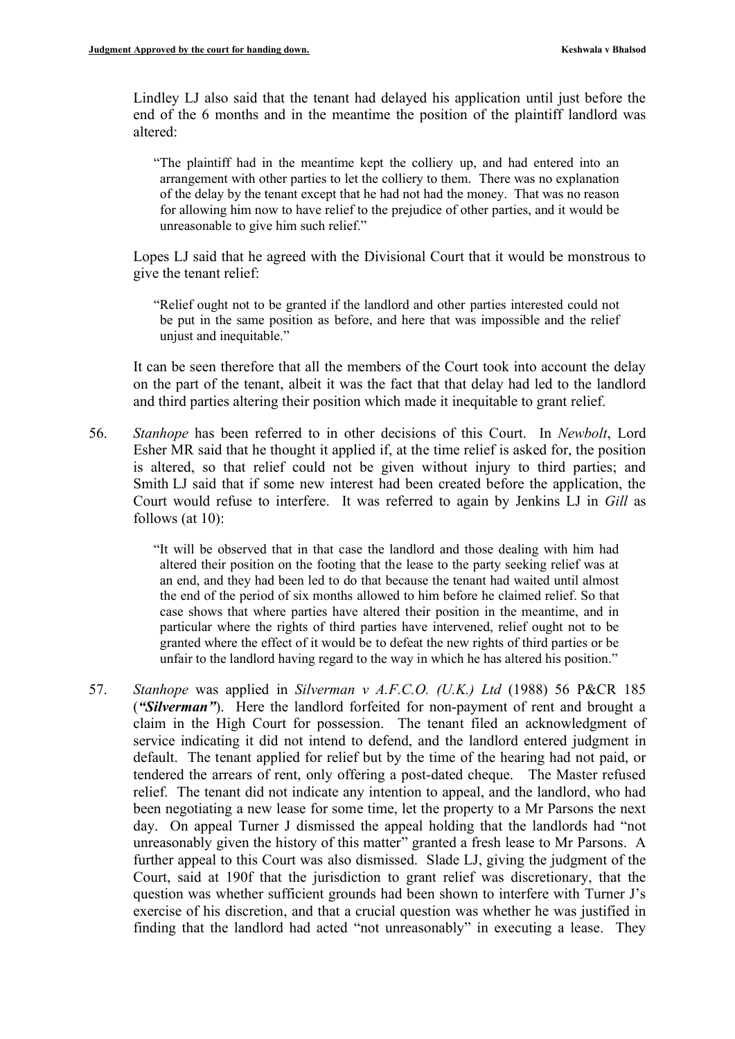Lindley LJ also said that the tenant had delayed his application until just before the end of the 6 months and in the meantime the position of the plaintiff landlord was altered:

> "The plaintiff had in the meantime kept the colliery up, and had entered into an arrangement with other parties to let the colliery to them. There was no explanation of the delay by the tenant except that he had not had the money. That was no reason for allowing him now to have relief to the prejudice of other parties, and it would be unreasonable to give him such relief."

Lopes LJ said that he agreed with the Divisional Court that it would be monstrous to give the tenant relief:

> "Relief ought not to be granted if the landlord and other parties interested could not be put in the same position as before, and here that was impossible and the relief unjust and inequitable."

It can be seen therefore that all the members of the Court took into account the delay on the part of the tenant, albeit it was the fact that that delay had led to the landlord and third parties altering their position which made it inequitable to grant relief.

56. *Stanhope* has been referred to in other decisions of this Court. In *Newbolt*, Lord Esher MR said that he thought it applied if, at the time relief is asked for, the position is altered, so that relief could not be given without injury to third parties; and Smith LJ said that if some new interest had been created before the application, the Court would refuse to interfere. It was referred to again by Jenkins LJ in *Gill* as follows (at 10):

> "It will be observed that in that case the landlord and those dealing with him had altered their position on the footing that the lease to the party seeking relief was at an end, and they had been led to do that because the tenant had waited until almost the end of the period of six months allowed to him before he claimed relief. So that case shows that where parties have altered their position in the meantime, and in particular where the rights of third parties have intervened, relief ought not to be granted where the effect of it would be to defeat the new rights of third parties or be unfair to the landlord having regard to the way in which he has altered his position."

57. *Stanhope* was applied in *Silverman v A.F.C.O. (U.K.) Ltd* (1988) 56 P&CR 185 (***"Silverman"***). Here the landlord forfeited for non-payment of rent and brought a claim in the High Court for possession. The tenant filed an acknowledgment of service indicating it did not intend to defend, and the landlord entered judgment in default. The tenant applied for relief but by the time of the hearing had not paid, or tendered the arrears of rent, only offering a post-dated cheque. The Master refused relief. The tenant did not indicate any intention to appeal, and the landlord, who had been negotiating a new lease for some time, let the property to a Mr Parsons the next day. On appeal Turner J dismissed the appeal holding that the landlords had "not unreasonably given the history of this matter" granted a fresh lease to Mr Parsons. A further appeal to this Court was also dismissed. Slade LJ, giving the judgment of the Court, said at 190f that the jurisdiction to grant relief was discretionary, that the question was whether sufficient grounds had been shown to interfere with Turner J's exercise of his discretion, and that a crucial question was whether he was justified in finding that the landlord had acted "not unreasonably" in executing a lease. They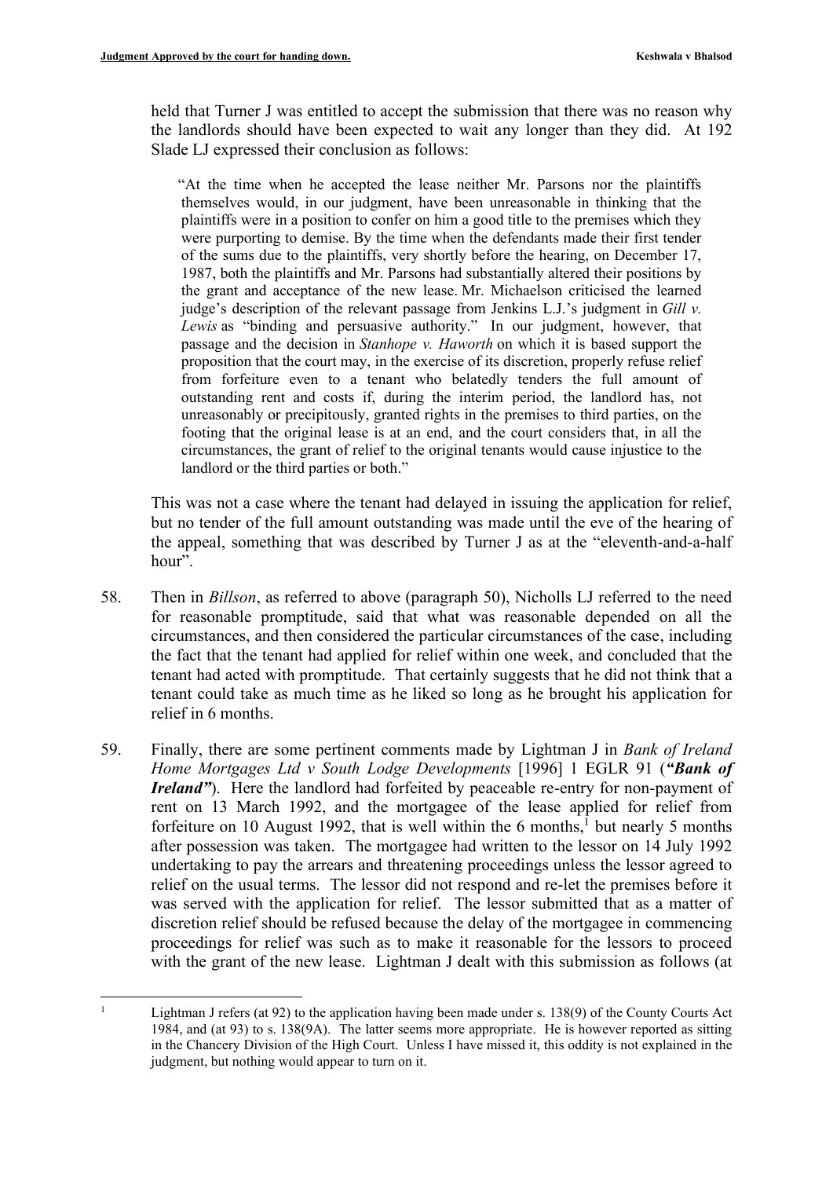held that Turner J was entitled to accept the submission that there was no reason why the landlords should have been expected to wait any longer than they did. At 192 Slade LJ expressed their conclusion as follows:

> "At the time when he accepted the lease neither Mr. Parsons nor the plaintiffs themselves would, in our judgment, have been unreasonable in thinking that the plaintiffs were in a position to confer on him a good title to the premises which they were purporting to demise. By the time when the defendants made their first tender of the sums due to the plaintiffs, very shortly before the hearing, on December 17, 1987, both the plaintiffs and Mr. Parsons had substantially altered their positions by the grant and acceptance of the new lease. Mr. Michaelson criticised the learned judge's description of the relevant passage from Jenkins L.J.'s judgment in *Gill v. Lewis* as "binding and persuasive authority." In our judgment, however, that passage and the decision in *Stanhope v. Haworth* on which it is based support the proposition that the court may, in the exercise of its discretion, properly refuse relief from forfeiture even to a tenant who belatedly tenders the full amount of outstanding rent and costs if, during the interim period, the landlord has, not unreasonably or precipitously, granted rights in the premises to third parties, on the footing that the original lease is at an end, and the court considers that, in all the circumstances, the grant of relief to the original tenants would cause injustice to the landlord or the third parties or both."

This was not a case where the tenant had delayed in issuing the application for relief, but no tender of the full amount outstanding was made until the eve of the hearing of the appeal, something that was described by Turner J as at the "eleventh-and-a-half hour".

58. Then in *Billson*, as referred to above (paragraph 50), Nicholls LJ referred to the need for reasonable promptitude, said that what was reasonable depended on all the circumstances, and then considered the particular circumstances of the case, including the fact that the tenant had applied for relief within one week, and concluded that the tenant had acted with promptitude. That certainly suggests that he did not think that a tenant could take as much time as he liked so long as he brought his application for relief in 6 months.

59. Finally, there are some pertinent comments made by Lightman J in *Bank of Ireland Home Mortgages Ltd v South Lodge Developments* [1996] 1 EGLR 91 (***"Bank of Ireland"***). Here the landlord had forfeited by peaceable re-entry for non-payment of rent on 13 March 1992, and the mortgagee of the lease applied for relief from forfeiture on 10 August 1992, that is well within the 6 months,[1] but nearly 5 months after possession was taken. The mortgagee had written to the lessor on 14 July 1992 undertaking to pay the arrears and threatening proceedings unless the lessor agreed to relief on the usual terms. The lessor did not respond and re-let the premises before it was served with the application for relief. The lessor submitted that as a matter of discretion relief should be refused because the delay of the mortgagee in commencing proceedings for relief was such as to make it reasonable for the lessors to proceed with the grant of the new lease. Lightman J dealt with this submission as follows (at

---

[1] Lightman J refers (at 92) to the application having been made under s. 138(9) of the County Courts Act 1984, and (at 93) to s. 138(9A). The latter seems more appropriate. He is however reported as sitting in the Chancery Division of the High Court. Unless I have missed it, this oddity is not explained in the judgment, but nothing would appear to turn on it.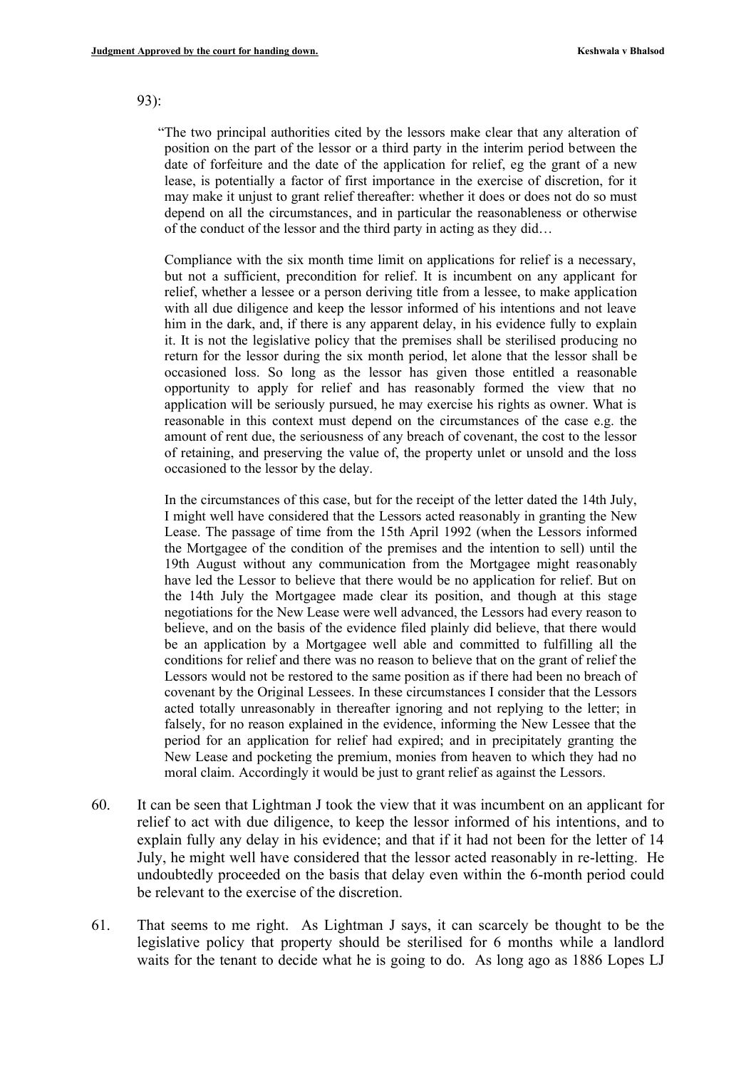93):

> "The two principal authorities cited by the lessors make clear that any alteration of position on the part of the lessor or a third party in the interim period between the date of forfeiture and the date of the application for relief, eg the grant of a new lease, is potentially a factor of first importance in the exercise of discretion, for it may make it unjust to grant relief thereafter: whether it does or does not do so must depend on all the circumstances, and in particular the reasonableness or otherwise of the conduct of the lessor and the third party in acting as they did…
>
> Compliance with the six month time limit on applications for relief is a necessary, but not a sufficient, precondition for relief. It is incumbent on any applicant for relief, whether a lessee or a person deriving title from a lessee, to make application with all due diligence and keep the lessor informed of his intentions and not leave him in the dark, and, if there is any apparent delay, in his evidence fully to explain it. It is not the legislative policy that the premises shall be sterilised producing no return for the lessor during the six month period, let alone that the lessor shall be occasioned loss. So long as the lessor has given those entitled a reasonable opportunity to apply for relief and has reasonably formed the view that no application will be seriously pursued, he may exercise his rights as owner. What is reasonable in this context must depend on the circumstances of the case e.g. the amount of rent due, the seriousness of any breach of covenant, the cost to the lessor of retaining, and preserving the value of, the property unlet or unsold and the loss occasioned to the lessor by the delay.
>
> In the circumstances of this case, but for the receipt of the letter dated the 14th July, I might well have considered that the Lessors acted reasonably in granting the New Lease. The passage of time from the 15th April 1992 (when the Lessors informed the Mortgagee of the condition of the premises and the intention to sell) until the 19th August without any communication from the Mortgagee might reasonably have led the Lessor to believe that there would be no application for relief. But on the 14th July the Mortgagee made clear its position, and though at this stage negotiations for the New Lease were well advanced, the Lessors had every reason to believe, and on the basis of the evidence filed plainly did believe, that there would be an application by a Mortgagee well able and committed to fulfilling all the conditions for relief and there was no reason to believe that on the grant of relief the Lessors would not be restored to the same position as if there had been no breach of covenant by the Original Lessees. In these circumstances I consider that the Lessors acted totally unreasonably in thereafter ignoring and not replying to the letter; in falsely, for no reason explained in the evidence, informing the New Lessee that the period for an application for relief had expired; and in precipitately granting the New Lease and pocketing the premium, monies from heaven to which they had no moral claim. Accordingly it would be just to grant relief as against the Lessors.

60. It can be seen that Lightman J took the view that it was incumbent on an applicant for relief to act with due diligence, to keep the lessor informed of his intentions, and to explain fully any delay in his evidence; and that if it had not been for the letter of 14 July, he might well have considered that the lessor acted reasonably in re-letting. He undoubtedly proceeded on the basis that delay even within the 6-month period could be relevant to the exercise of the discretion.

61. That seems to me right. As Lightman J says, it can scarcely be thought to be the legislative policy that property should be sterilised for 6 months while a landlord waits for the tenant to decide what he is going to do. As long ago as 1886 Lopes LJ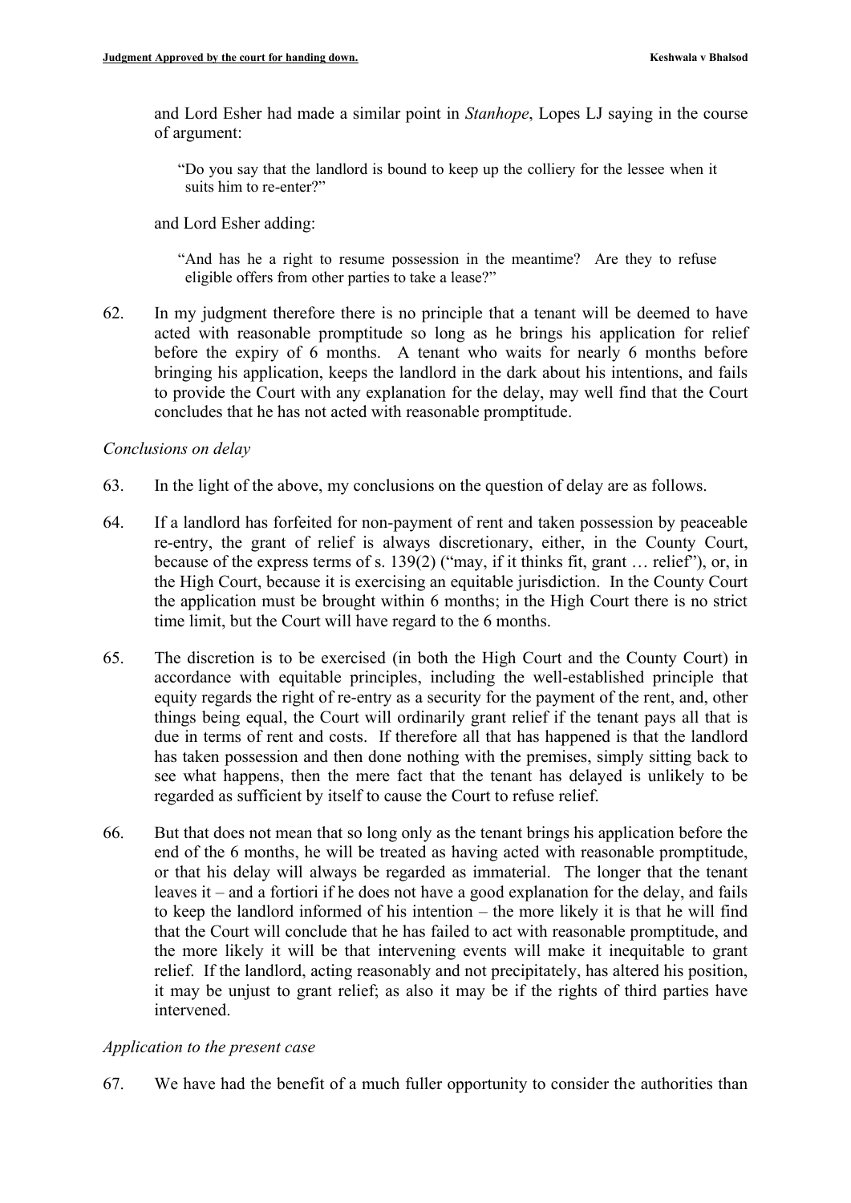and Lord Esher had made a similar point in *Stanhope*, Lopes LJ saying in the course of argument:

> "Do you say that the landlord is bound to keep up the colliery for the lessee when it suits him to re-enter?"

and Lord Esher adding:

> "And has he a right to resume possession in the meantime? Are they to refuse eligible offers from other parties to take a lease?"

62. In my judgment therefore there is no principle that a tenant will be deemed to have acted with reasonable promptitude so long as he brings his application for relief before the expiry of 6 months. A tenant who waits for nearly 6 months before bringing his application, keeps the landlord in the dark about his intentions, and fails to provide the Court with any explanation for the delay, may well find that the Court concludes that he has not acted with reasonable promptitude.

*Conclusions on delay*

63. In the light of the above, my conclusions on the question of delay are as follows.

64. If a landlord has forfeited for non-payment of rent and taken possession by peaceable re-entry, the grant of relief is always discretionary, either, in the County Court, because of the express terms of s. 139(2) ("may, if it thinks fit, grant … relief"), or, in the High Court, because it is exercising an equitable jurisdiction. In the County Court the application must be brought within 6 months; in the High Court there is no strict time limit, but the Court will have regard to the 6 months.

65. The discretion is to be exercised (in both the High Court and the County Court) in accordance with equitable principles, including the well-established principle that equity regards the right of re-entry as a security for the payment of the rent, and, other things being equal, the Court will ordinarily grant relief if the tenant pays all that is due in terms of rent and costs. If therefore all that has happened is that the landlord has taken possession and then done nothing with the premises, simply sitting back to see what happens, then the mere fact that the tenant has delayed is unlikely to be regarded as sufficient by itself to cause the Court to refuse relief.

66. But that does not mean that so long only as the tenant brings his application before the end of the 6 months, he will be treated as having acted with reasonable promptitude, or that his delay will always be regarded as immaterial. The longer that the tenant leaves it – and a fortiori if he does not have a good explanation for the delay, and fails to keep the landlord informed of his intention – the more likely it is that he will find that the Court will conclude that he has failed to act with reasonable promptitude, and the more likely it will be that intervening events will make it inequitable to grant relief. If the landlord, acting reasonably and not precipitately, has altered his position, it may be unjust to grant relief; as also it may be if the rights of third parties have intervened.

*Application to the present case*

67. We have had the benefit of a much fuller opportunity to consider the authorities than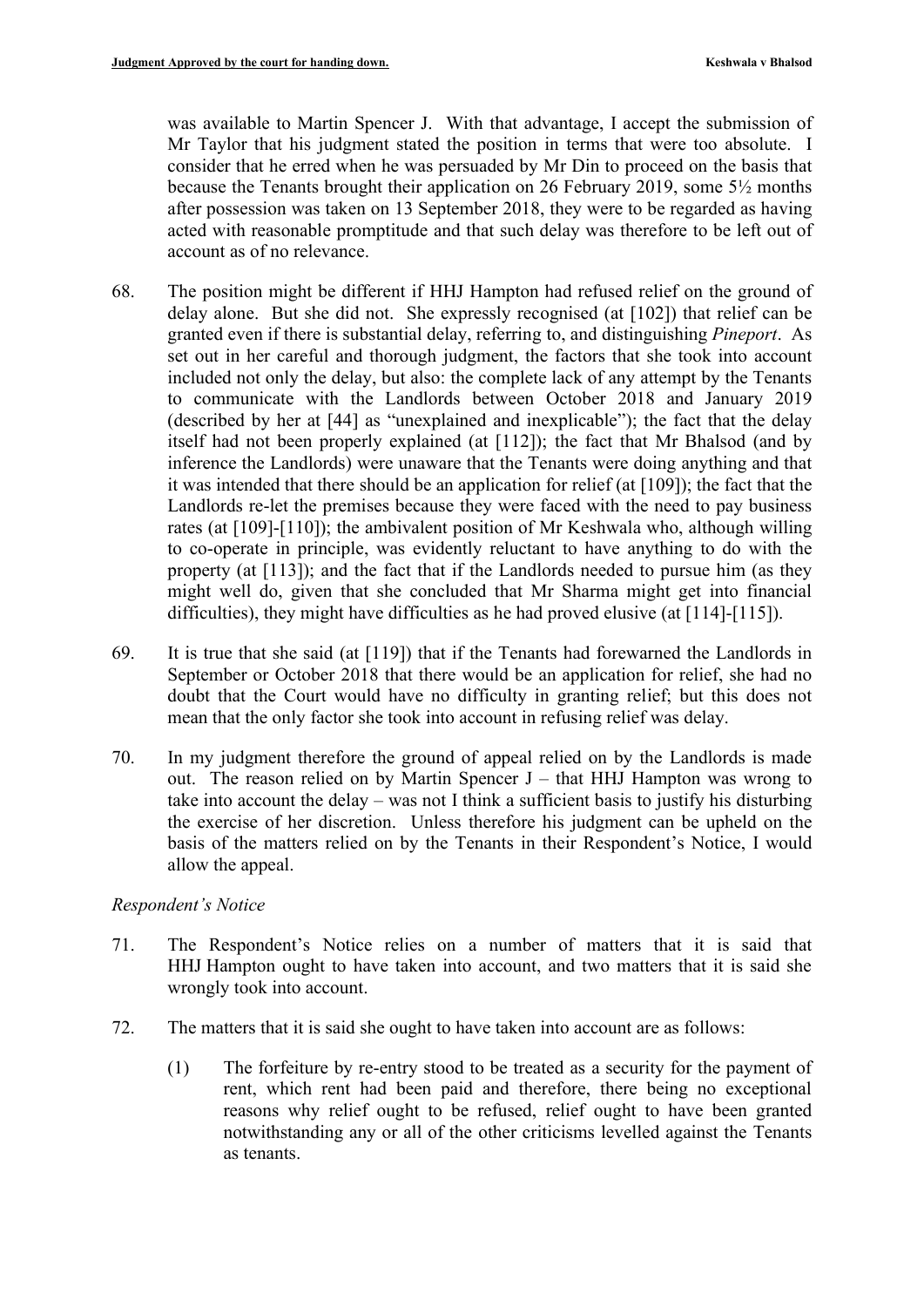was available to Martin Spencer J. With that advantage, I accept the submission of Mr Taylor that his judgment stated the position in terms that were too absolute. I consider that he erred when he was persuaded by Mr Din to proceed on the basis that because the Tenants brought their application on 26 February 2019, some 5½ months after possession was taken on 13 September 2018, they were to be regarded as having acted with reasonable promptitude and that such delay was therefore to be left out of account as of no relevance.

68. The position might be different if HHJ Hampton had refused relief on the ground of delay alone. But she did not. She expressly recognised (at [102]) that relief can be granted even if there is substantial delay, referring to, and distinguishing *Pineport*. As set out in her careful and thorough judgment, the factors that she took into account included not only the delay, but also: the complete lack of any attempt by the Tenants to communicate with the Landlords between October 2018 and January 2019 (described by her at [44] as "unexplained and inexplicable"); the fact that the delay itself had not been properly explained (at [112]); the fact that Mr Bhalsod (and by inference the Landlords) were unaware that the Tenants were doing anything and that it was intended that there should be an application for relief (at [109]); the fact that the Landlords re-let the premises because they were faced with the need to pay business rates (at [109]-[110]); the ambivalent position of Mr Keshwala who, although willing to co-operate in principle, was evidently reluctant to have anything to do with the property (at [113]); and the fact that if the Landlords needed to pursue him (as they might well do, given that she concluded that Mr Sharma might get into financial difficulties), they might have difficulties as he had proved elusive (at [114]-[115]).

69. It is true that she said (at [119]) that if the Tenants had forewarned the Landlords in September or October 2018 that there would be an application for relief, she had no doubt that the Court would have no difficulty in granting relief; but this does not mean that the only factor she took into account in refusing relief was delay.

70. In my judgment therefore the ground of appeal relied on by the Landlords is made out. The reason relied on by Martin Spencer J – that HHJ Hampton was wrong to take into account the delay – was not I think a sufficient basis to justify his disturbing the exercise of her discretion. Unless therefore his judgment can be upheld on the basis of the matters relied on by the Tenants in their Respondent's Notice, I would allow the appeal.

*Respondent's Notice*

71. The Respondent's Notice relies on a number of matters that it is said that HHJ Hampton ought to have taken into account, and two matters that it is said she wrongly took into account.

72. The matters that it is said she ought to have taken into account are as follows:

    (1) The forfeiture by re-entry stood to be treated as a security for the payment of rent, which rent had been paid and therefore, there being no exceptional reasons why relief ought to be refused, relief ought to have been granted notwithstanding any or all of the other criticisms levelled against the Tenants as tenants.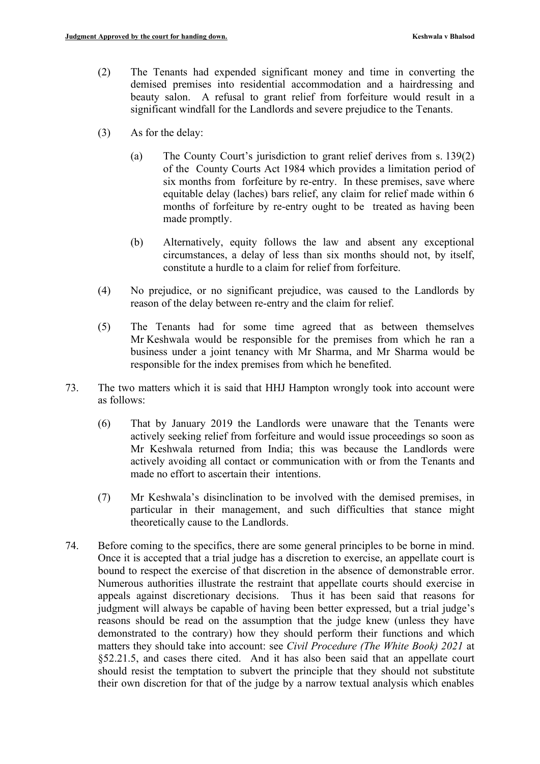(2) The Tenants had expended significant money and time in converting the demised premises into residential accommodation and a hairdressing and beauty salon. A refusal to grant relief from forfeiture would result in a significant windfall for the Landlords and severe prejudice to the Tenants.

(3) As for the delay:

(a) The County Court's jurisdiction to grant relief derives from s. 139(2) of the County Courts Act 1984 which provides a limitation period of six months from forfeiture by re-entry. In these premises, save where equitable delay (laches) bars relief, any claim for relief made within 6 months of forfeiture by re-entry ought to be treated as having been made promptly.

(b) Alternatively, equity follows the law and absent any exceptional circumstances, a delay of less than six months should not, by itself, constitute a hurdle to a claim for relief from forfeiture.

(4) No prejudice, or no significant prejudice, was caused to the Landlords by reason of the delay between re-entry and the claim for relief.

(5) The Tenants had for some time agreed that as between themselves Mr Keshwala would be responsible for the premises from which he ran a business under a joint tenancy with Mr Sharma, and Mr Sharma would be responsible for the index premises from which he benefited.

73. The two matters which it is said that HHJ Hampton wrongly took into account were as follows:

(6) That by January 2019 the Landlords were unaware that the Tenants were actively seeking relief from forfeiture and would issue proceedings so soon as Mr Keshwala returned from India; this was because the Landlords were actively avoiding all contact or communication with or from the Tenants and made no effort to ascertain their intentions.

(7) Mr Keshwala's disinclination to be involved with the demised premises, in particular in their management, and such difficulties that stance might theoretically cause to the Landlords.

74. Before coming to the specifics, there are some general principles to be borne in mind. Once it is accepted that a trial judge has a discretion to exercise, an appellate court is bound to respect the exercise of that discretion in the absence of demonstrable error. Numerous authorities illustrate the restraint that appellate courts should exercise in appeals against discretionary decisions. Thus it has been said that reasons for judgment will always be capable of having been better expressed, but a trial judge's reasons should be read on the assumption that the judge knew (unless they have demonstrated to the contrary) how they should perform their functions and which matters they should take into account: see *Civil Procedure (The White Book) 2021* at §52.21.5, and cases there cited. And it has also been said that an appellate court should resist the temptation to subvert the principle that they should not substitute their own discretion for that of the judge by a narrow textual analysis which enables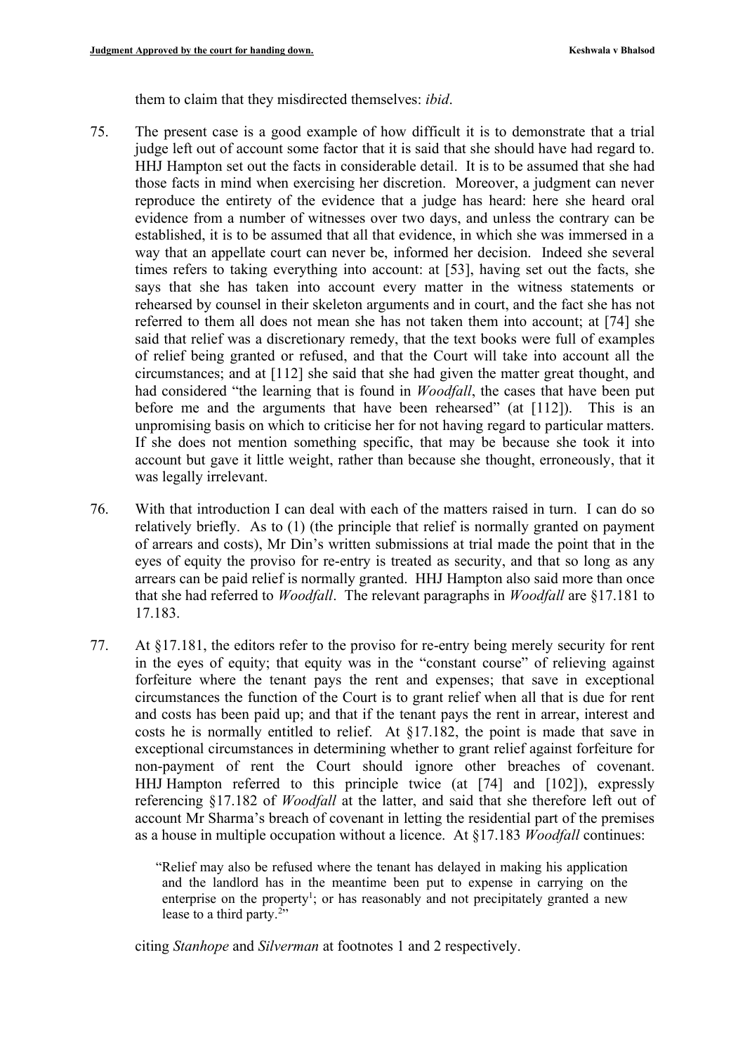them to claim that they misdirected themselves: *ibid*.

75. The present case is a good example of how difficult it is to demonstrate that a trial judge left out of account some factor that it is said that she should have had regard to. HHJ Hampton set out the facts in considerable detail. It is to be assumed that she had those facts in mind when exercising her discretion. Moreover, a judgment can never reproduce the entirety of the evidence that a judge has heard: here she heard oral evidence from a number of witnesses over two days, and unless the contrary can be established, it is to be assumed that all that evidence, in which she was immersed in a way that an appellate court can never be, informed her decision. Indeed she several times refers to taking everything into account: at [53], having set out the facts, she says that she has taken into account every matter in the witness statements or rehearsed by counsel in their skeleton arguments and in court, and the fact she has not referred to them all does not mean she has not taken them into account; at [74] she said that relief was a discretionary remedy, that the text books were full of examples of relief being granted or refused, and that the Court will take into account all the circumstances; and at [112] she said that she had given the matter great thought, and had considered "the learning that is found in *Woodfall*, the cases that have been put before me and the arguments that have been rehearsed" (at [112]). This is an unpromising basis on which to criticise her for not having regard to particular matters. If she does not mention something specific, that may be because she took it into account but gave it little weight, rather than because she thought, erroneously, that it was legally irrelevant.

76. With that introduction I can deal with each of the matters raised in turn. I can do so relatively briefly. As to (1) (the principle that relief is normally granted on payment of arrears and costs), Mr Din's written submissions at trial made the point that in the eyes of equity the proviso for re-entry is treated as security, and that so long as any arrears can be paid relief is normally granted. HHJ Hampton also said more than once that she had referred to *Woodfall*. The relevant paragraphs in *Woodfall* are §17.181 to 17.183.

77. At §17.181, the editors refer to the proviso for re-entry being merely security for rent in the eyes of equity; that equity was in the "constant course" of relieving against forfeiture where the tenant pays the rent and expenses; that save in exceptional circumstances the function of the Court is to grant relief when all that is due for rent and costs has been paid up; and that if the tenant pays the rent in arrear, interest and costs he is normally entitled to relief. At §17.182, the point is made that save in exceptional circumstances in determining whether to grant relief against forfeiture for non-payment of rent the Court should ignore other breaches of covenant. HHJ Hampton referred to this principle twice (at [74] and [102]), expressly referencing §17.182 of *Woodfall* at the latter, and said that she therefore left out of account Mr Sharma's breach of covenant in letting the residential part of the premises as a house in multiple occupation without a licence. At §17.183 *Woodfall* continues:

> "Relief may also be refused where the tenant has delayed in making his application and the landlord has in the meantime been put to expense in carrying on the enterprise on the property[1]; or has reasonably and not precipitately granted a new lease to a third party.[2]"

citing *Stanhope* and *Silverman* at footnotes 1 and 2 respectively.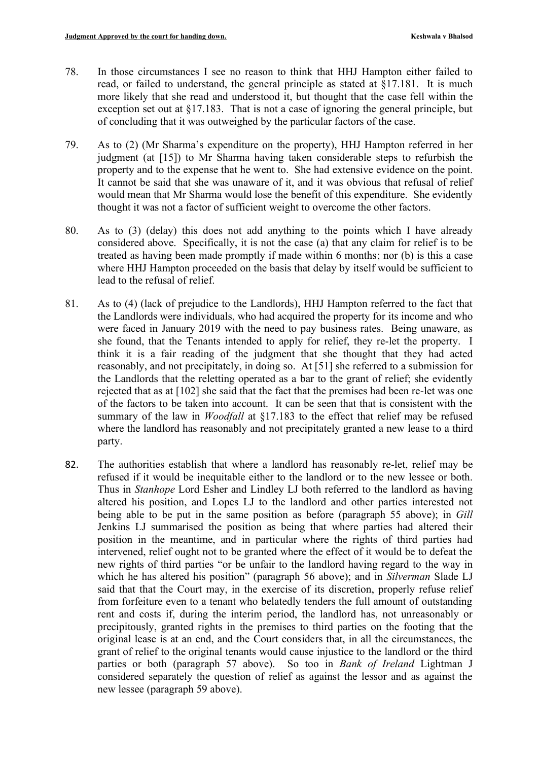78. In those circumstances I see no reason to think that HHJ Hampton either failed to read, or failed to understand, the general principle as stated at §17.181. It is much more likely that she read and understood it, but thought that the case fell within the exception set out at §17.183. That is not a case of ignoring the general principle, but of concluding that it was outweighed by the particular factors of the case.

79. As to (2) (Mr Sharma's expenditure on the property), HHJ Hampton referred in her judgment (at [15]) to Mr Sharma having taken considerable steps to refurbish the property and to the expense that he went to. She had extensive evidence on the point. It cannot be said that she was unaware of it, and it was obvious that refusal of relief would mean that Mr Sharma would lose the benefit of this expenditure. She evidently thought it was not a factor of sufficient weight to overcome the other factors.

80. As to (3) (delay) this does not add anything to the points which I have already considered above. Specifically, it is not the case (a) that any claim for relief is to be treated as having been made promptly if made within 6 months; nor (b) is this a case where HHJ Hampton proceeded on the basis that delay by itself would be sufficient to lead to the refusal of relief.

81. As to (4) (lack of prejudice to the Landlords), HHJ Hampton referred to the fact that the Landlords were individuals, who had acquired the property for its income and who were faced in January 2019 with the need to pay business rates. Being unaware, as she found, that the Tenants intended to apply for relief, they re-let the property. I think it is a fair reading of the judgment that she thought that they had acted reasonably, and not precipitately, in doing so. At [51] she referred to a submission for the Landlords that the reletting operated as a bar to the grant of relief; she evidently rejected that as at [102] she said that the fact that the premises had been re-let was one of the factors to be taken into account. It can be seen that that is consistent with the summary of the law in *Woodfall* at §17.183 to the effect that relief may be refused where the landlord has reasonably and not precipitately granted a new lease to a third party.

82. The authorities establish that where a landlord has reasonably re-let, relief may be refused if it would be inequitable either to the landlord or to the new lessee or both. Thus in *Stanhope* Lord Esher and Lindley LJ both referred to the landlord as having altered his position, and Lopes LJ to the landlord and other parties interested not being able to be put in the same position as before (paragraph 55 above); in *Gill* Jenkins LJ summarised the position as being that where parties had altered their position in the meantime, and in particular where the rights of third parties had intervened, relief ought not to be granted where the effect of it would be to defeat the new rights of third parties "or be unfair to the landlord having regard to the way in which he has altered his position" (paragraph 56 above); and in *Silverman* Slade LJ said that that the Court may, in the exercise of its discretion, properly refuse relief from forfeiture even to a tenant who belatedly tenders the full amount of outstanding rent and costs if, during the interim period, the landlord has, not unreasonably or precipitously, granted rights in the premises to third parties on the footing that the original lease is at an end, and the Court considers that, in all the circumstances, the grant of relief to the original tenants would cause injustice to the landlord or the third parties or both (paragraph 57 above). So too in *Bank of Ireland* Lightman J considered separately the question of relief as against the lessor and as against the new lessee (paragraph 59 above).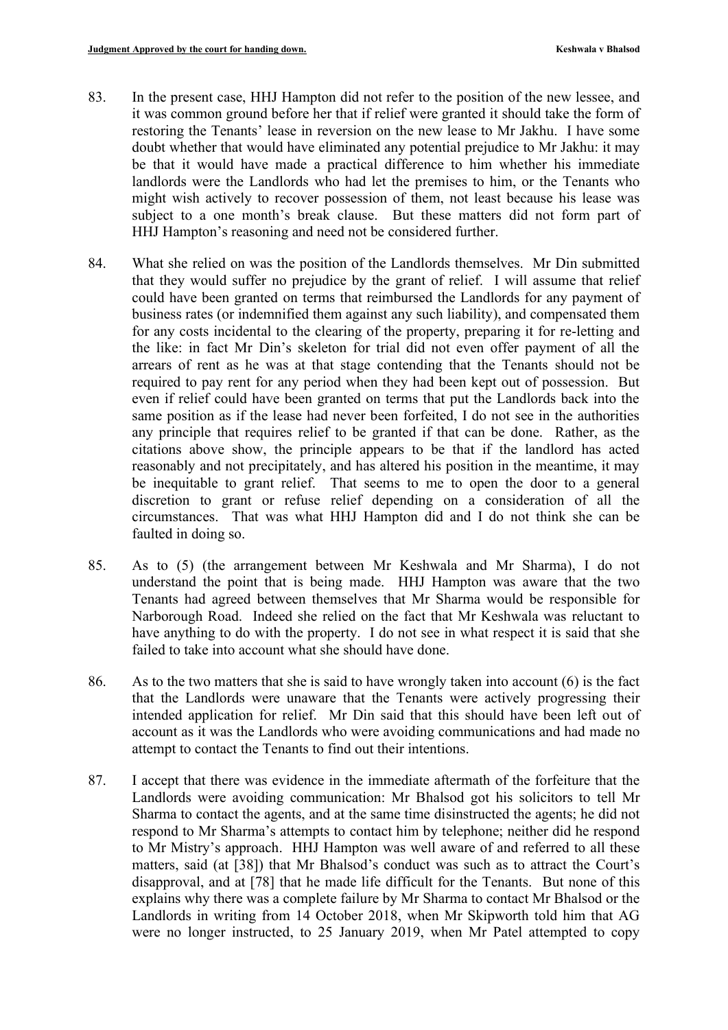83. In the present case, HHJ Hampton did not refer to the position of the new lessee, and it was common ground before her that if relief were granted it should take the form of restoring the Tenants' lease in reversion on the new lease to Mr Jakhu. I have some doubt whether that would have eliminated any potential prejudice to Mr Jakhu: it may be that it would have made a practical difference to him whether his immediate landlords were the Landlords who had let the premises to him, or the Tenants who might wish actively to recover possession of them, not least because his lease was subject to a one month's break clause. But these matters did not form part of HHJ Hampton's reasoning and need not be considered further.

84. What she relied on was the position of the Landlords themselves. Mr Din submitted that they would suffer no prejudice by the grant of relief. I will assume that relief could have been granted on terms that reimbursed the Landlords for any payment of business rates (or indemnified them against any such liability), and compensated them for any costs incidental to the clearing of the property, preparing it for re-letting and the like: in fact Mr Din's skeleton for trial did not even offer payment of all the arrears of rent as he was at that stage contending that the Tenants should not be required to pay rent for any period when they had been kept out of possession. But even if relief could have been granted on terms that put the Landlords back into the same position as if the lease had never been forfeited, I do not see in the authorities any principle that requires relief to be granted if that can be done. Rather, as the citations above show, the principle appears to be that if the landlord has acted reasonably and not precipitately, and has altered his position in the meantime, it may be inequitable to grant relief. That seems to me to open the door to a general discretion to grant or refuse relief depending on a consideration of all the circumstances. That was what HHJ Hampton did and I do not think she can be faulted in doing so.

85. As to (5) (the arrangement between Mr Keshwala and Mr Sharma), I do not understand the point that is being made. HHJ Hampton was aware that the two Tenants had agreed between themselves that Mr Sharma would be responsible for Narborough Road. Indeed she relied on the fact that Mr Keshwala was reluctant to have anything to do with the property. I do not see in what respect it is said that she failed to take into account what she should have done.

86. As to the two matters that she is said to have wrongly taken into account (6) is the fact that the Landlords were unaware that the Tenants were actively progressing their intended application for relief. Mr Din said that this should have been left out of account as it was the Landlords who were avoiding communications and had made no attempt to contact the Tenants to find out their intentions.

87. I accept that there was evidence in the immediate aftermath of the forfeiture that the Landlords were avoiding communication: Mr Bhalsod got his solicitors to tell Mr Sharma to contact the agents, and at the same time disinstructed the agents; he did not respond to Mr Sharma's attempts to contact him by telephone; neither did he respond to Mr Mistry's approach. HHJ Hampton was well aware of and referred to all these matters, said (at [38]) that Mr Bhalsod's conduct was such as to attract the Court's disapproval, and at [78] that he made life difficult for the Tenants. But none of this explains why there was a complete failure by Mr Sharma to contact Mr Bhalsod or the Landlords in writing from 14 October 2018, when Mr Skipworth told him that AG were no longer instructed, to 25 January 2019, when Mr Patel attempted to copy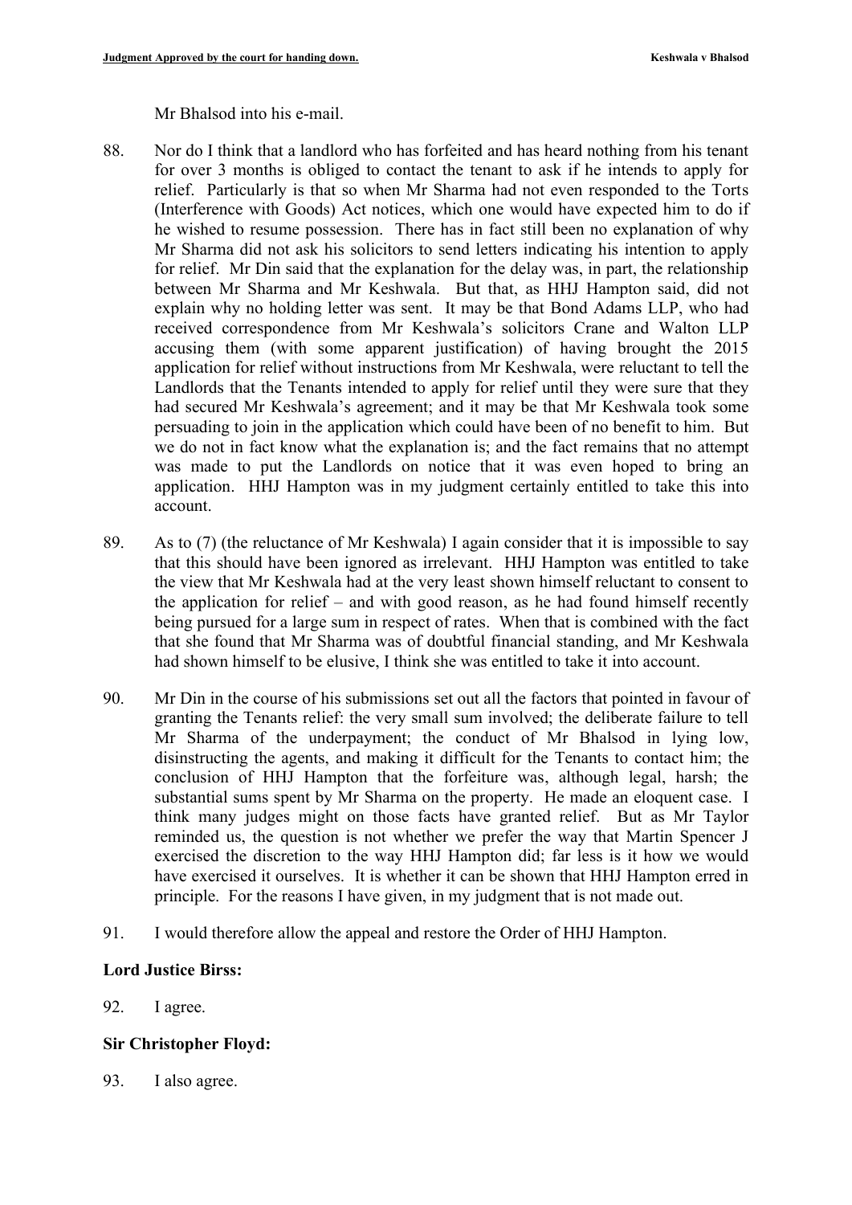Mr Bhalsod into his e-mail.

88. Nor do I think that a landlord who has forfeited and has heard nothing from his tenant for over 3 months is obliged to contact the tenant to ask if he intends to apply for relief. Particularly is that so when Mr Sharma had not even responded to the Torts (Interference with Goods) Act notices, which one would have expected him to do if he wished to resume possession. There has in fact still been no explanation of why Mr Sharma did not ask his solicitors to send letters indicating his intention to apply for relief. Mr Din said that the explanation for the delay was, in part, the relationship between Mr Sharma and Mr Keshwala. But that, as HHJ Hampton said, did not explain why no holding letter was sent. It may be that Bond Adams LLP, who had received correspondence from Mr Keshwala's solicitors Crane and Walton LLP accusing them (with some apparent justification) of having brought the 2015 application for relief without instructions from Mr Keshwala, were reluctant to tell the Landlords that the Tenants intended to apply for relief until they were sure that they had secured Mr Keshwala's agreement; and it may be that Mr Keshwala took some persuading to join in the application which could have been of no benefit to him. But we do not in fact know what the explanation is; and the fact remains that no attempt was made to put the Landlords on notice that it was even hoped to bring an application. HHJ Hampton was in my judgment certainly entitled to take this into account.

89. As to (7) (the reluctance of Mr Keshwala) I again consider that it is impossible to say that this should have been ignored as irrelevant. HHJ Hampton was entitled to take the view that Mr Keshwala had at the very least shown himself reluctant to consent to the application for relief – and with good reason, as he had found himself recently being pursued for a large sum in respect of rates. When that is combined with the fact that she found that Mr Sharma was of doubtful financial standing, and Mr Keshwala had shown himself to be elusive, I think she was entitled to take it into account.

90. Mr Din in the course of his submissions set out all the factors that pointed in favour of granting the Tenants relief: the very small sum involved; the deliberate failure to tell Mr Sharma of the underpayment; the conduct of Mr Bhalsod in lying low, disinstructing the agents, and making it difficult for the Tenants to contact him; the conclusion of HHJ Hampton that the forfeiture was, although legal, harsh; the substantial sums spent by Mr Sharma on the property. He made an eloquent case. I think many judges might on those facts have granted relief. But as Mr Taylor reminded us, the question is not whether we prefer the way that Martin Spencer J exercised the discretion to the way HHJ Hampton did; far less is it how we would have exercised it ourselves. It is whether it can be shown that HHJ Hampton erred in principle. For the reasons I have given, in my judgment that is not made out.

91. I would therefore allow the appeal and restore the Order of HHJ Hampton.

**Lord Justice Birss:**

92. I agree.

**Sir Christopher Floyd:**

93. I also agree.